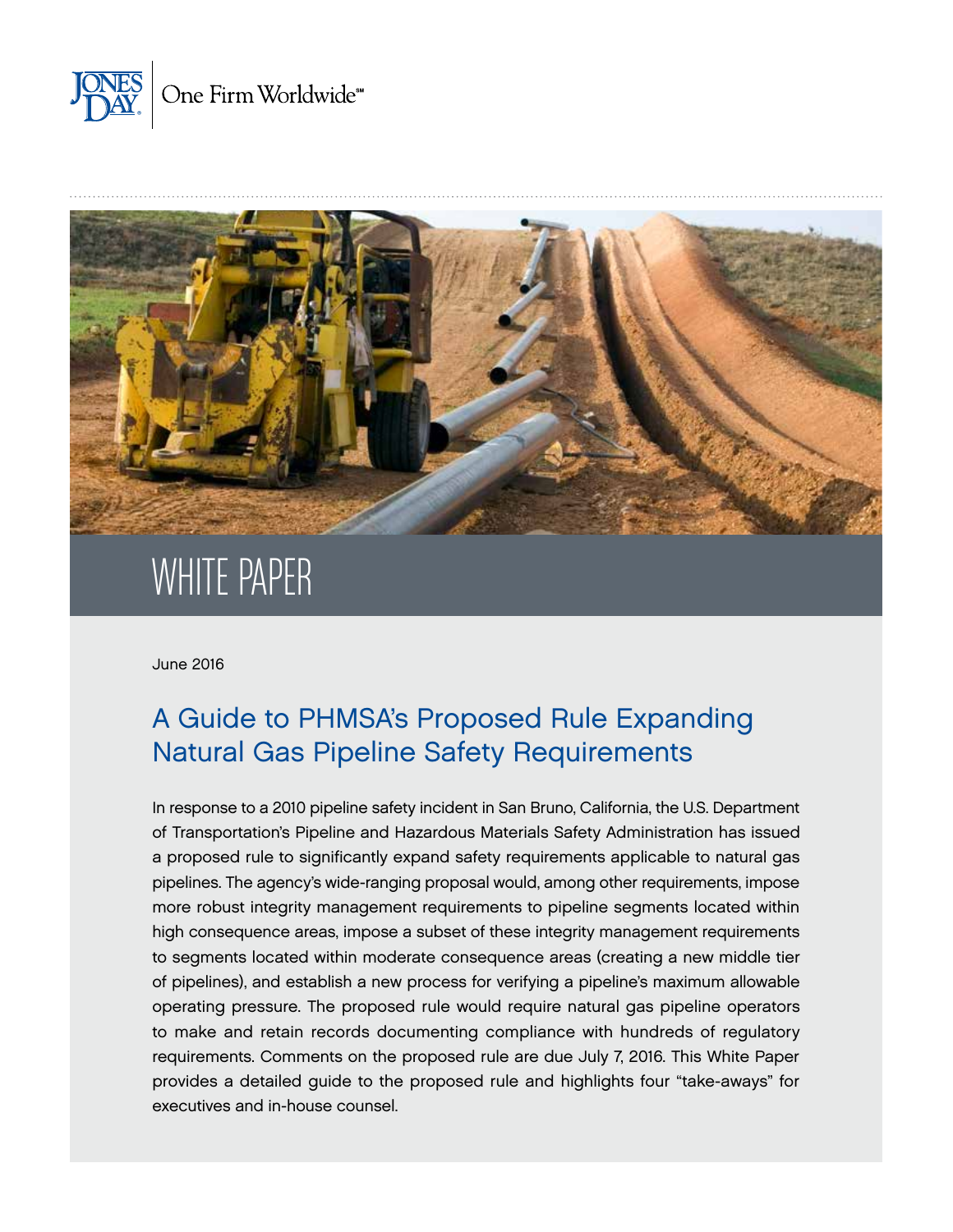JONES DAY | One Firm Worldwide℠

# WHITE PAPER

June 2016

## A Guide to PHMSA's Proposed Rule Expanding Natural Gas Pipeline Safety Requirements

In response to a 2010 pipeline safety incident in San Bruno, California, the U.S. Department of Transportation's Pipeline and Hazardous Materials Safety Administration has issued a proposed rule to significantly expand safety requirements applicable to natural gas pipelines. The agency's wide-ranging proposal would, among other requirements, impose more robust integrity management requirements to pipeline segments located within high consequence areas, impose a subset of these integrity management requirements to segments located within moderate consequence areas (creating a new middle tier of pipelines), and establish a new process for verifying a pipeline's maximum allowable operating pressure. The proposed rule would require natural gas pipeline operators to make and retain records documenting compliance with hundreds of regulatory requirements. Comments on the proposed rule are due July 7, 2016. This White Paper provides a detailed guide to the proposed rule and highlights four "take-aways" for executives and in-house counsel.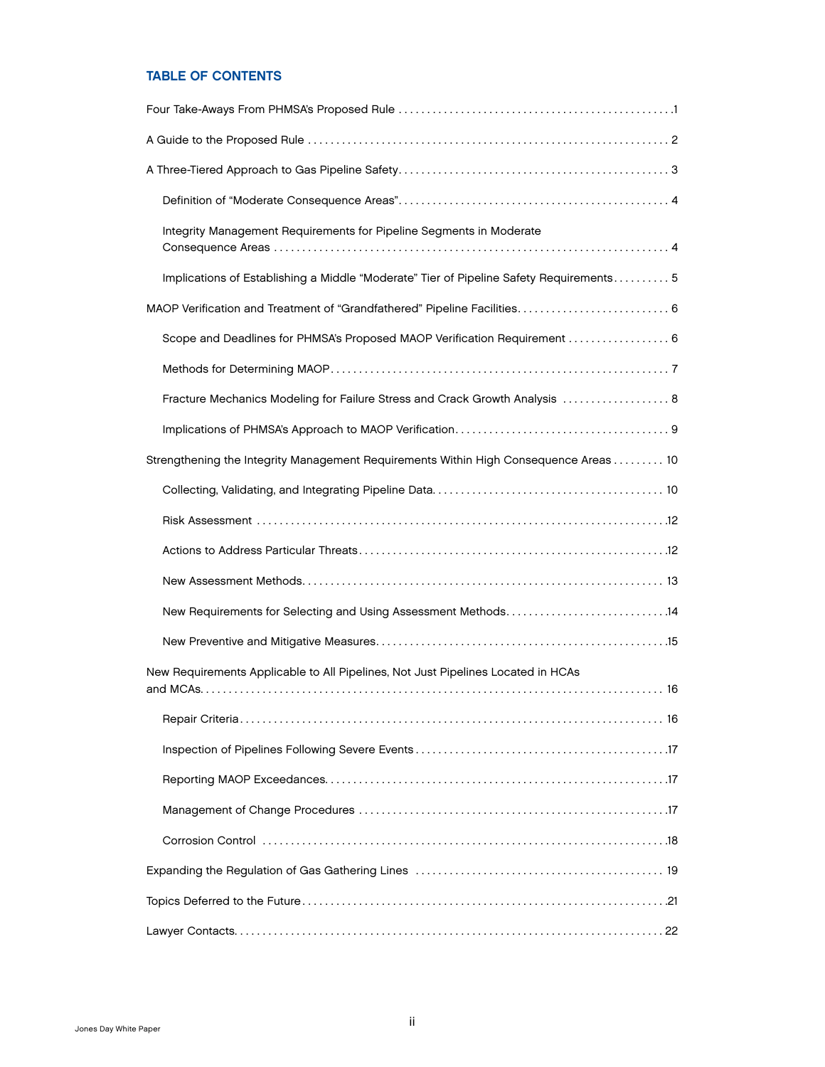## TABLE OF CONTENTS

Four Take-Aways From PHMSA's Proposed Rule . . . . . . . . . . . . . . . . . . . . . . . . . . . . . . . . . . . . . . . . . . . . . . . .1

A Guide to the Proposed Rule . . . . . . . . . . . . . . . . . . . . . . . . . . . . . . . . . . . . . . . . . . . . . . . . . . . . . . . . . . . . . . . 2

A Three-Tiered Approach to Gas Pipeline Safety . . . . . . . . . . . . . . . . . . . . . . . . . . . . . . . . . . . . . . . . . . . . . . . . 3

- Definition of "Moderate Consequence Areas" . . . . . . . . . . . . . . . . . . . . . . . . . . . . . . . . . . . . . . . . . . . . . . . 4
- Integrity Management Requirements for Pipeline Segments in Moderate Consequence Areas . . . . . . . . . . . . . . . . . . . . . . . . . . . . . . . . . . . . . . . . . . . . . . . . . . . . . . . . . . . . . . . . . . . . 4
- Implications of Establishing a Middle "Moderate" Tier of Pipeline Safety Requirements . . . . . . . . . . 5

MAOP Verification and Treatment of "Grandfathered" Pipeline Facilities . . . . . . . . . . . . . . . . . . . . . . . . . . . 6

- Scope and Deadlines for PHMSA's Proposed MAOP Verification Requirement . . . . . . . . . . . . . . . . . . 6
- Methods for Determining MAOP . . . . . . . . . . . . . . . . . . . . . . . . . . . . . . . . . . . . . . . . . . . . . . . . . . . . . . . . . . 7
- Fracture Mechanics Modeling for Failure Stress and Crack Growth Analysis . . . . . . . . . . . . . . . . . . . 8
- Implications of PHMSA's Approach to MAOP Verification . . . . . . . . . . . . . . . . . . . . . . . . . . . . . . . . . . . . . 9

Strengthening the Integrity Management Requirements Within High Consequence Areas . . . . . . . . . 10

- Collecting, Validating, and Integrating Pipeline Data . . . . . . . . . . . . . . . . . . . . . . . . . . . . . . . . . . . . . . . . 10
- Risk Assessment . . . . . . . . . . . . . . . . . . . . . . . . . . . . . . . . . . . . . . . . . . . . . . . . . . . . . . . . . . . . . . . . . . . . . . .12
- Actions to Address Particular Threats . . . . . . . . . . . . . . . . . . . . . . . . . . . . . . . . . . . . . . . . . . . . . . . . . . . . .12
- New Assessment Methods . . . . . . . . . . . . . . . . . . . . . . . . . . . . . . . . . . . . . . . . . . . . . . . . . . . . . . . . . . . . . . 13
- New Requirements for Selecting and Using Assessment Methods . . . . . . . . . . . . . . . . . . . . . . . . . . . .14
- New Preventive and Mitigative Measures . . . . . . . . . . . . . . . . . . . . . . . . . . . . . . . . . . . . . . . . . . . . . . . . . .15

New Requirements Applicable to All Pipelines, Not Just Pipelines Located in HCAs and MCAs . . . . . . . . . . . . . . . . . . . . . . . . . . . . . . . . . . . . . . . . . . . . . . . . . . . . . . . . . . . . . . . . . . . . . . . . . . . . . 16

- Repair Criteria . . . . . . . . . . . . . . . . . . . . . . . . . . . . . . . . . . . . . . . . . . . . . . . . . . . . . . . . . . . . . . . . . . . . . . . . . 16
- Inspection of Pipelines Following Severe Events . . . . . . . . . . . . . . . . . . . . . . . . . . . . . . . . . . . . . . . . . . .17
- Reporting MAOP Exceedances . . . . . . . . . . . . . . . . . . . . . . . . . . . . . . . . . . . . . . . . . . . . . . . . . . . . . . . . . . .17
- Management of Change Procedures . . . . . . . . . . . . . . . . . . . . . . . . . . . . . . . . . . . . . . . . . . . . . . . . . . . . . .17
- Corrosion Control . . . . . . . . . . . . . . . . . . . . . . . . . . . . . . . . . . . . . . . . . . . . . . . . . . . . . . . . . . . . . . . . . . . . . .18

Expanding the Regulation of Gas Gathering Lines . . . . . . . . . . . . . . . . . . . . . . . . . . . . . . . . . . . . . . . . . . . . . 19

Topics Deferred to the Future . . . . . . . . . . . . . . . . . . . . . . . . . . . . . . . . . . . . . . . . . . . . . . . . . . . . . . . . . . . . . . .21

Lawyer Contacts . . . . . . . . . . . . . . . . . . . . . . . . . . . . . . . . . . . . . . . . . . . . . . . . . . . . . . . . . . . . . . . . . . . . . . . . . . 22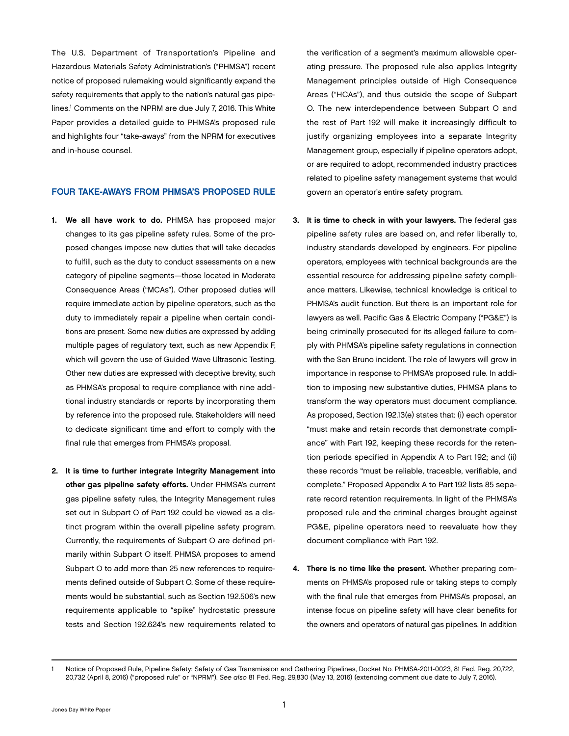The U.S. Department of Transportation's Pipeline and Hazardous Materials Safety Administration's ("PHMSA") recent notice of proposed rulemaking would significantly expand the safety requirements that apply to the nation's natural gas pipelines.[1] Comments on the NPRM are due July 7, 2016. This White Paper provides a detailed guide to PHMSA's proposed rule and highlights four "take-aways" from the NPRM for executives and in-house counsel.

## FOUR TAKE-AWAYS FROM PHMSA'S PROPOSED RULE

1. **We all have work to do.** PHMSA has proposed major changes to its gas pipeline safety rules. Some of the proposed changes impose new duties that will take decades to fulfill, such as the duty to conduct assessments on a new category of pipeline segments—those located in Moderate Consequence Areas ("MCAs"). Other proposed duties will require immediate action by pipeline operators, such as the duty to immediately repair a pipeline when certain conditions are present. Some new duties are expressed by adding multiple pages of regulatory text, such as new Appendix F, which will govern the use of Guided Wave Ultrasonic Testing. Other new duties are expressed with deceptive brevity, such as PHMSA's proposal to require compliance with nine additional industry standards or reports by incorporating them by reference into the proposed rule. Stakeholders will need to dedicate significant time and effort to comply with the final rule that emerges from PHMSA's proposal.

2. **It is time to further integrate Integrity Management into other gas pipeline safety efforts.** Under PHMSA's current gas pipeline safety rules, the Integrity Management rules set out in Subpart O of Part 192 could be viewed as a distinct program within the overall pipeline safety program. Currently, the requirements of Subpart O are defined primarily within Subpart O itself. PHMSA proposes to amend Subpart O to add more than 25 new references to requirements defined outside of Subpart O. Some of these requirements would be substantial, such as Section 192.506's new requirements applicable to "spike" hydrostatic pressure tests and Section 192.624's new requirements related to the verification of a segment's maximum allowable operating pressure. The proposed rule also applies Integrity Management principles outside of High Consequence Areas ("HCAs"), and thus outside the scope of Subpart O. The new interdependence between Subpart O and the rest of Part 192 will make it increasingly difficult to justify organizing employees into a separate Integrity Management group, especially if pipeline operators adopt, or are required to adopt, recommended industry practices related to pipeline safety management systems that would govern an operator's entire safety program.

3. **It is time to check in with your lawyers.** The federal gas pipeline safety rules are based on, and refer liberally to, industry standards developed by engineers. For pipeline operators, employees with technical backgrounds are the essential resource for addressing pipeline safety compliance matters. Likewise, technical knowledge is critical to PHMSA's audit function. But there is an important role for lawyers as well. Pacific Gas & Electric Company ("PG&E") is being criminally prosecuted for its alleged failure to comply with PHMSA's pipeline safety regulations in connection with the San Bruno incident. The role of lawyers will grow in importance in response to PHMSA's proposed rule. In addition to imposing new substantive duties, PHMSA plans to transform the way operators must document compliance. As proposed, Section 192.13(e) states that: (i) each operator "must make and retain records that demonstrate compliance" with Part 192, keeping these records for the retention periods specified in Appendix A to Part 192; and (ii) these records "must be reliable, traceable, verifiable, and complete." Proposed Appendix A to Part 192 lists 85 separate record retention requirements. In light of the PHMSA's proposed rule and the criminal charges brought against PG&E, pipeline operators need to reevaluate how they document compliance with Part 192.

4. **There is no time like the present.** Whether preparing comments on PHMSA's proposed rule or taking steps to comply with the final rule that emerges from PHMSA's proposal, an intense focus on pipeline safety will have clear benefits for the owners and operators of natural gas pipelines. In addition

---

[1] Notice of Proposed Rule, Pipeline Safety: Safety of Gas Transmission and Gathering Pipelines, Docket No. PHMSA-2011-0023, 81 Fed. Reg. 20,722, 20,732 (April 8, 2016) ("proposed rule" or "NPRM"). *See also* 81 Fed. Reg. 29,830 (May 13, 2016) (extending comment due date to July 7, 2016).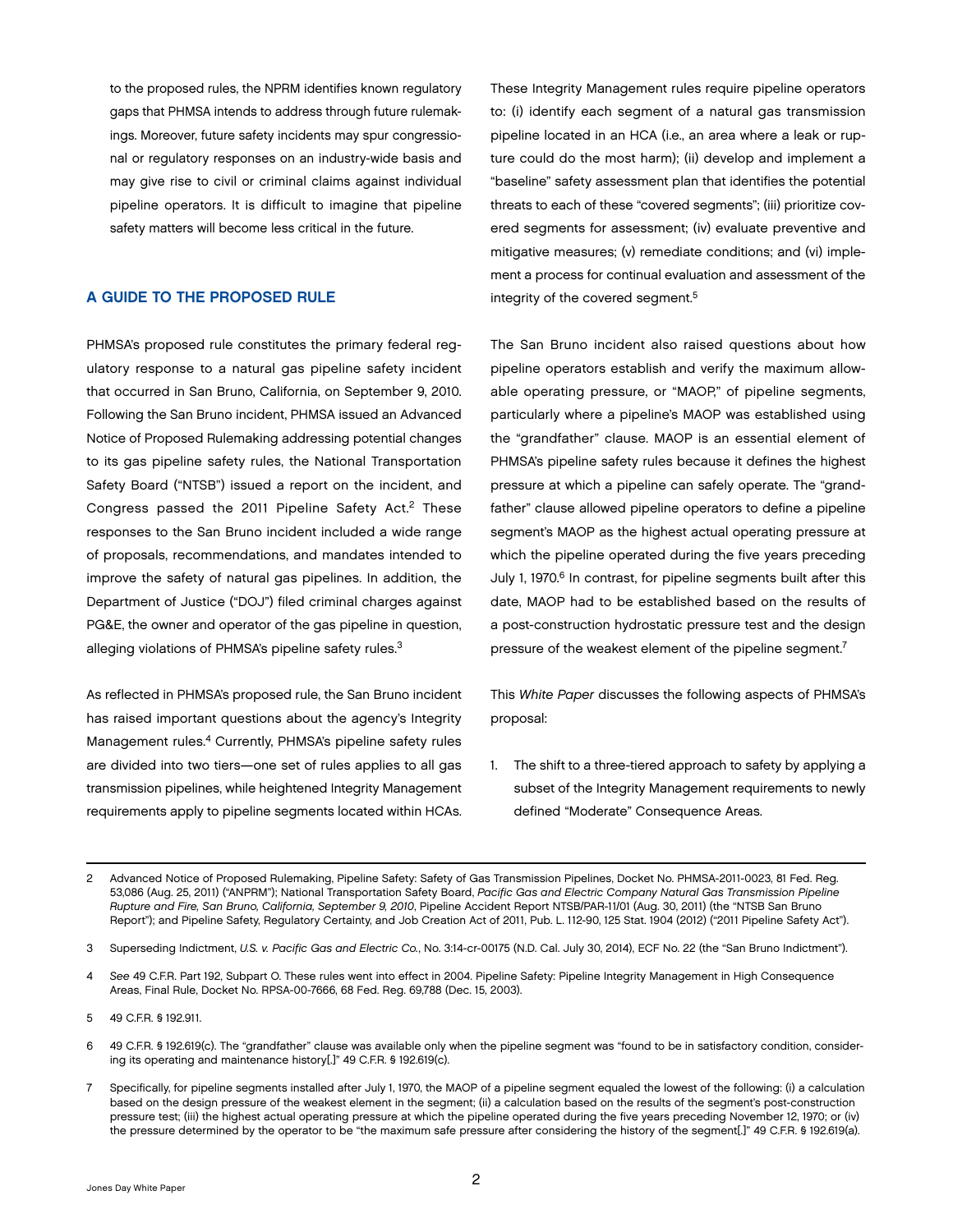to the proposed rules, the NPRM identifies known regulatory gaps that PHMSA intends to address through future rulemakings. Moreover, future safety incidents may spur congressional or regulatory responses on an industry-wide basis and may give rise to civil or criminal claims against individual pipeline operators. It is difficult to imagine that pipeline safety matters will become less critical in the future.

## A GUIDE TO THE PROPOSED RULE

PHMSA's proposed rule constitutes the primary federal regulatory response to a natural gas pipeline safety incident that occurred in San Bruno, California, on September 9, 2010. Following the San Bruno incident, PHMSA issued an Advanced Notice of Proposed Rulemaking addressing potential changes to its gas pipeline safety rules, the National Transportation Safety Board ("NTSB") issued a report on the incident, and Congress passed the 2011 Pipeline Safety Act.[2] These responses to the San Bruno incident included a wide range of proposals, recommendations, and mandates intended to improve the safety of natural gas pipelines. In addition, the Department of Justice ("DOJ") filed criminal charges against PG&E, the owner and operator of the gas pipeline in question, alleging violations of PHMSA's pipeline safety rules.[3]

As reflected in PHMSA's proposed rule, the San Bruno incident has raised important questions about the agency's Integrity Management rules.[4] Currently, PHMSA's pipeline safety rules are divided into two tiers—one set of rules applies to all gas transmission pipelines, while heightened Integrity Management requirements apply to pipeline segments located within HCAs. These Integrity Management rules require pipeline operators to: (i) identify each segment of a natural gas transmission pipeline located in an HCA (i.e., an area where a leak or rupture could do the most harm); (ii) develop and implement a "baseline" safety assessment plan that identifies the potential threats to each of these "covered segments"; (iii) prioritize covered segments for assessment; (iv) evaluate preventive and mitigative measures; (v) remediate conditions; and (vi) implement a process for continual evaluation and assessment of the integrity of the covered segment.[5]

The San Bruno incident also raised questions about how pipeline operators establish and verify the maximum allowable operating pressure, or "MAOP," of pipeline segments, particularly where a pipeline's MAOP was established using the "grandfather" clause. MAOP is an essential element of PHMSA's pipeline safety rules because it defines the highest pressure at which a pipeline can safely operate. The "grandfather" clause allowed pipeline operators to define a pipeline segment's MAOP as the highest actual operating pressure at which the pipeline operated during the five years preceding July 1, 1970.[6] In contrast, for pipeline segments built after this date, MAOP had to be established based on the results of a post-construction hydrostatic pressure test and the design pressure of the weakest element of the pipeline segment.[7]

This *White Paper* discusses the following aspects of PHMSA's proposal:

1. The shift to a three-tiered approach to safety by applying a subset of the Integrity Management requirements to newly defined "Moderate" Consequence Areas.

---

2 Advanced Notice of Proposed Rulemaking, Pipeline Safety: Safety of Gas Transmission Pipelines, Docket No. PHMSA-2011-0023, 81 Fed. Reg. 53,086 (Aug. 25, 2011) ("ANPRM"); National Transportation Safety Board, *Pacific Gas and Electric Company Natural Gas Transmission Pipeline Rupture and Fire, San Bruno, California, September 9, 2010*, Pipeline Accident Report NTSB/PAR-11/01 (Aug. 30, 2011) (the "NTSB San Bruno Report"); and Pipeline Safety, Regulatory Certainty, and Job Creation Act of 2011, Pub. L. 112-90, 125 Stat. 1904 (2012) ("2011 Pipeline Safety Act").

3 Superseding Indictment, *U.S. v. Pacific Gas and Electric Co.*, No. 3:14-cr-00175 (N.D. Cal. July 30, 2014), ECF No. 22 (the "San Bruno Indictment").

4 *See* 49 C.F.R. Part 192, Subpart O. These rules went into effect in 2004. Pipeline Safety: Pipeline Integrity Management in High Consequence Areas, Final Rule, Docket No. RPSA-00-7666, 68 Fed. Reg. 69,788 (Dec. 15, 2003).

5 49 C.F.R. § 192.911.

6 49 C.F.R. § 192.619(c). The "grandfather" clause was available only when the pipeline segment was "found to be in satisfactory condition, considering its operating and maintenance history[.]" 49 C.F.R. § 192.619(c).

7 Specifically, for pipeline segments installed after July 1, 1970, the MAOP of a pipeline segment equaled the lowest of the following: (i) a calculation based on the design pressure of the weakest element in the segment; (ii) a calculation based on the results of the segment's post-construction pressure test; (iii) the highest actual operating pressure at which the pipeline operated during the five years preceding November 12, 1970; or (iv) the pressure determined by the operator to be "the maximum safe pressure after considering the history of the segment[.]" 49 C.F.R. § 192.619(a).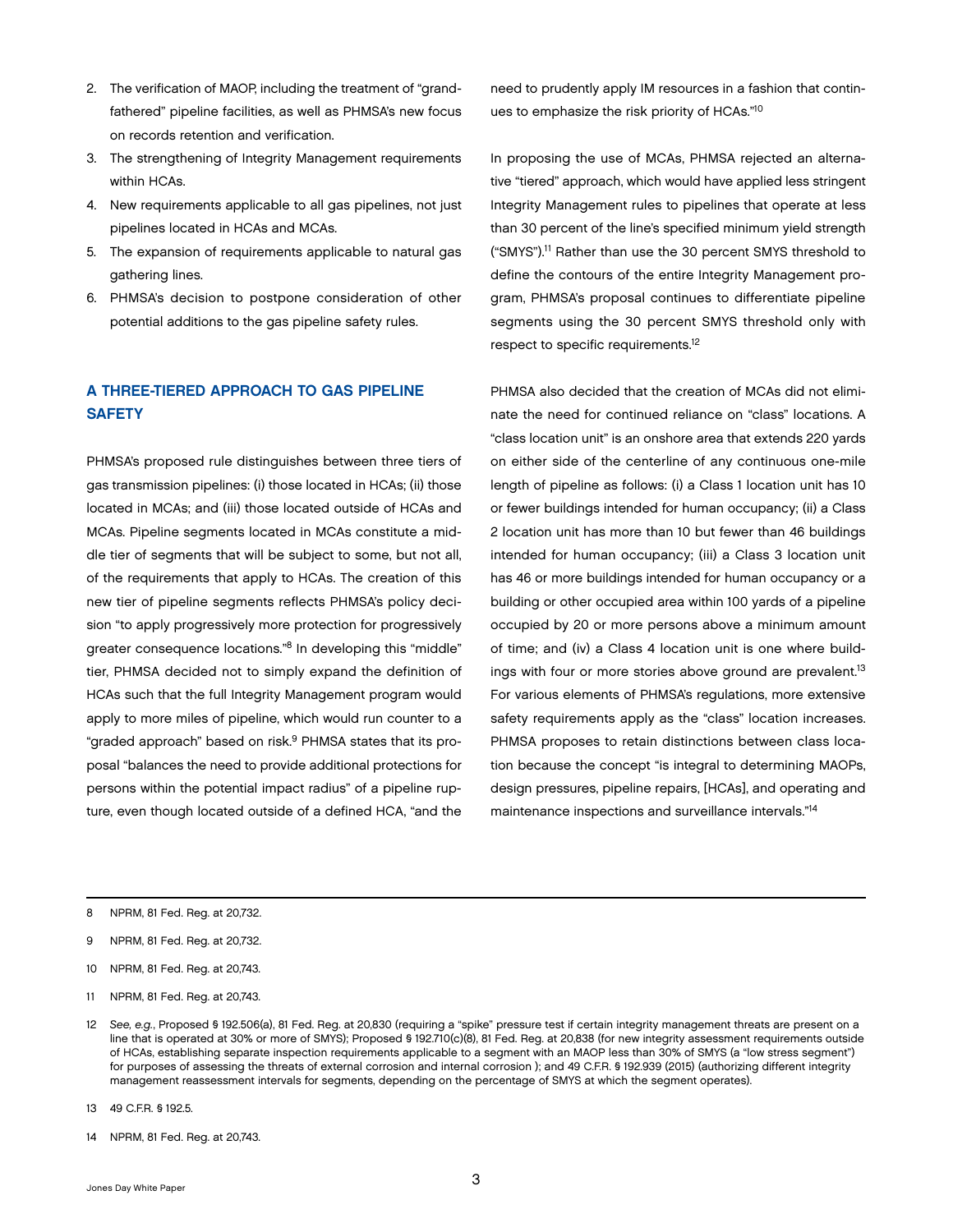2. The verification of MAOP, including the treatment of "grandfathered" pipeline facilities, as well as PHMSA's new focus on records retention and verification.
3. The strengthening of Integrity Management requirements within HCAs.
4. New requirements applicable to all gas pipelines, not just pipelines located in HCAs and MCAs.
5. The expansion of requirements applicable to natural gas gathering lines.
6. PHMSA's decision to postpone consideration of other potential additions to the gas pipeline safety rules.

## A THREE-TIERED APPROACH TO GAS PIPELINE SAFETY

PHMSA's proposed rule distinguishes between three tiers of gas transmission pipelines: (i) those located in HCAs; (ii) those located in MCAs; and (iii) those located outside of HCAs and MCAs. Pipeline segments located in MCAs constitute a middle tier of segments that will be subject to some, but not all, of the requirements that apply to HCAs. The creation of this new tier of pipeline segments reflects PHMSA's policy decision "to apply progressively more protection for progressively greater consequence locations."[8] In developing this "middle" tier, PHMSA decided not to simply expand the definition of HCAs such that the full Integrity Management program would apply to more miles of pipeline, which would run counter to a "graded approach" based on risk.[9] PHMSA states that its proposal "balances the need to provide additional protections for persons within the potential impact radius" of a pipeline rupture, even though located outside of a defined HCA, "and the need to prudently apply IM resources in a fashion that continues to emphasize the risk priority of HCAs."[10]

In proposing the use of MCAs, PHMSA rejected an alternative "tiered" approach, which would have applied less stringent Integrity Management rules to pipelines that operate at less than 30 percent of the line's specified minimum yield strength ("SMYS").[11] Rather than use the 30 percent SMYS threshold to define the contours of the entire Integrity Management program, PHMSA's proposal continues to differentiate pipeline segments using the 30 percent SMYS threshold only with respect to specific requirements.[12]

PHMSA also decided that the creation of MCAs did not eliminate the need for continued reliance on "class" locations. A "class location unit" is an onshore area that extends 220 yards on either side of the centerline of any continuous one-mile length of pipeline as follows: (i) a Class 1 location unit has 10 or fewer buildings intended for human occupancy; (ii) a Class 2 location unit has more than 10 but fewer than 46 buildings intended for human occupancy; (iii) a Class 3 location unit has 46 or more buildings intended for human occupancy or a building or other occupied area within 100 yards of a pipeline occupied by 20 or more persons above a minimum amount of time; and (iv) a Class 4 location unit is one where buildings with four or more stories above ground are prevalent.[13] For various elements of PHMSA's regulations, more extensive safety requirements apply as the "class" location increases. PHMSA proposes to retain distinctions between class location because the concept "is integral to determining MAOPs, design pressures, pipeline repairs, [HCAs], and operating and maintenance inspections and surveillance intervals."[14]

---

8 NPRM, 81 Fed. Reg. at 20,732.

9 NPRM, 81 Fed. Reg. at 20,732.

10 NPRM, 81 Fed. Reg. at 20,743.

11 NPRM, 81 Fed. Reg. at 20,743.

12 *See, e.g.*, Proposed § 192.506(a), 81 Fed. Reg. at 20,830 (requiring a "spike" pressure test if certain integrity management threats are present on a line that is operated at 30% or more of SMYS); Proposed § 192.710(c)(8), 81 Fed. Reg. at 20,838 (for new integrity assessment requirements outside of HCAs, establishing separate inspection requirements applicable to a segment with an MAOP less than 30% of SMYS (a "low stress segment") for purposes of assessing the threats of external corrosion and internal corrosion ); and 49 C.F.R. § 192.939 (2015) (authorizing different integrity management reassessment intervals for segments, depending on the percentage of SMYS at which the segment operates).

13 49 C.F.R. § 192.5.

14 NPRM, 81 Fed. Reg. at 20,743.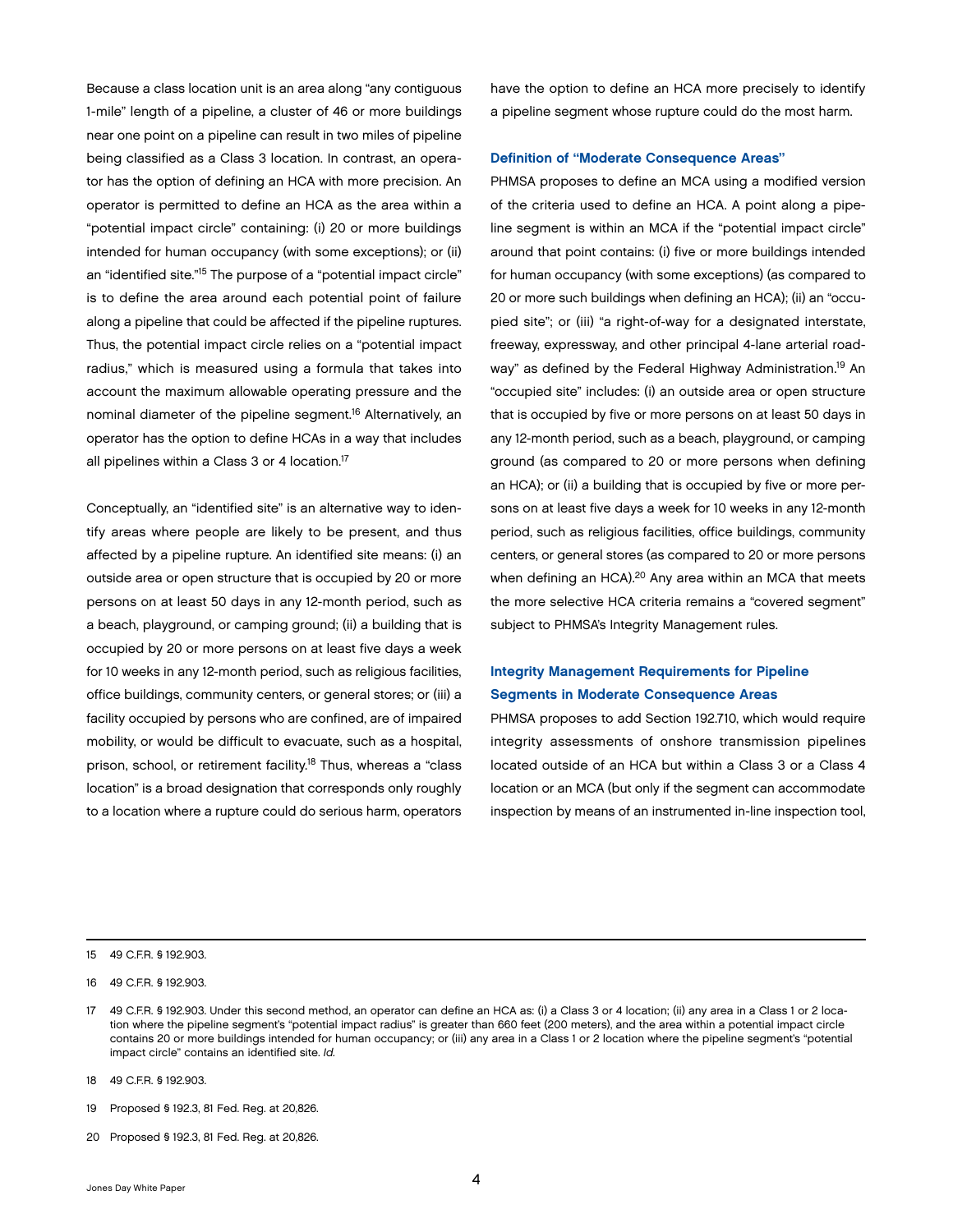Because a class location unit is an area along "any contiguous 1-mile" length of a pipeline, a cluster of 46 or more buildings near one point on a pipeline can result in two miles of pipeline being classified as a Class 3 location. In contrast, an operator has the option of defining an HCA with more precision. An operator is permitted to define an HCA as the area within a "potential impact circle" containing: (i) 20 or more buildings intended for human occupancy (with some exceptions); or (ii) an "identified site."[15] The purpose of a "potential impact circle" is to define the area around each potential point of failure along a pipeline that could be affected if the pipeline ruptures. Thus, the potential impact circle relies on a "potential impact radius," which is measured using a formula that takes into account the maximum allowable operating pressure and the nominal diameter of the pipeline segment.[16] Alternatively, an operator has the option to define HCAs in a way that includes all pipelines within a Class 3 or 4 location.[17]

Conceptually, an "identified site" is an alternative way to identify areas where people are likely to be present, and thus affected by a pipeline rupture. An identified site means: (i) an outside area or open structure that is occupied by 20 or more persons on at least 50 days in any 12-month period, such as a beach, playground, or camping ground; (ii) a building that is occupied by 20 or more persons on at least five days a week for 10 weeks in any 12-month period, such as religious facilities, office buildings, community centers, or general stores; or (iii) a facility occupied by persons who are confined, are of impaired mobility, or would be difficult to evacuate, such as a hospital, prison, school, or retirement facility.[18] Thus, whereas a "class location" is a broad designation that corresponds only roughly to a location where a rupture could do serious harm, operators have the option to define an HCA more precisely to identify a pipeline segment whose rupture could do the most harm.

### Definition of "Moderate Consequence Areas"

PHMSA proposes to define an MCA using a modified version of the criteria used to define an HCA. A point along a pipeline segment is within an MCA if the "potential impact circle" around that point contains: (i) five or more buildings intended for human occupancy (with some exceptions) (as compared to 20 or more such buildings when defining an HCA); (ii) an "occupied site"; or (iii) "a right-of-way for a designated interstate, freeway, expressway, and other principal 4-lane arterial roadway" as defined by the Federal Highway Administration.[19] An "occupied site" includes: (i) an outside area or open structure that is occupied by five or more persons on at least 50 days in any 12-month period, such as a beach, playground, or camping ground (as compared to 20 or more persons when defining an HCA); or (ii) a building that is occupied by five or more persons on at least five days a week for 10 weeks in any 12-month period, such as religious facilities, office buildings, community centers, or general stores (as compared to 20 or more persons when defining an HCA).[20] Any area within an MCA that meets the more selective HCA criteria remains a "covered segment" subject to PHMSA's Integrity Management rules.

### Integrity Management Requirements for Pipeline Segments in Moderate Consequence Areas

PHMSA proposes to add Section 192.710, which would require integrity assessments of onshore transmission pipelines located outside of an HCA but within a Class 3 or a Class 4 location or an MCA (but only if the segment can accommodate inspection by means of an instrumented in-line inspection tool,

---

15 49 C.F.R. § 192.903.

16 49 C.F.R. § 192.903.

17 49 C.F.R. § 192.903. Under this second method, an operator can define an HCA as: (i) a Class 3 or 4 location; (ii) any area in a Class 1 or 2 location where the pipeline segment's "potential impact radius" is greater than 660 feet (200 meters), and the area within a potential impact circle contains 20 or more buildings intended for human occupancy; or (iii) any area in a Class 1 or 2 location where the pipeline segment's "potential impact circle" contains an identified site. *Id.*

18 49 C.F.R. § 192.903.

19 Proposed § 192.3, 81 Fed. Reg. at 20,826.

20 Proposed § 192.3, 81 Fed. Reg. at 20,826.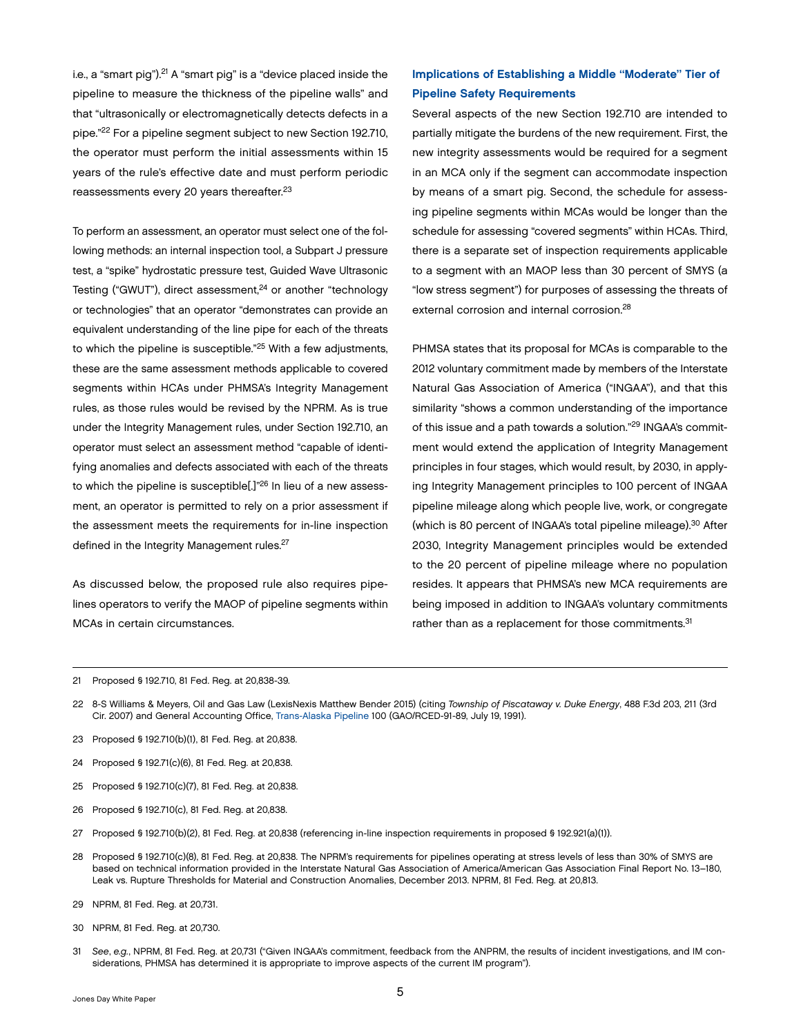i.e., a "smart pig").[21] A "smart pig" is a "device placed inside the pipeline to measure the thickness of the pipeline walls" and that "ultrasonically or electromagnetically detects defects in a pipe."[22] For a pipeline segment subject to new Section 192.710, the operator must perform the initial assessments within 15 years of the rule's effective date and must perform periodic reassessments every 20 years thereafter.[23]

To perform an assessment, an operator must select one of the following methods: an internal inspection tool, a Subpart J pressure test, a "spike" hydrostatic pressure test, Guided Wave Ultrasonic Testing ("GWUT"), direct assessment,[24] or another "technology or technologies" that an operator "demonstrates can provide an equivalent understanding of the line pipe for each of the threats to which the pipeline is susceptible."[25] With a few adjustments, these are the same assessment methods applicable to covered segments within HCAs under PHMSA's Integrity Management rules, as those rules would be revised by the NPRM. As is true under the Integrity Management rules, under Section 192.710, an operator must select an assessment method "capable of identifying anomalies and defects associated with each of the threats to which the pipeline is susceptible[,]"[26] In lieu of a new assessment, an operator is permitted to rely on a prior assessment if the assessment meets the requirements for in-line inspection defined in the Integrity Management rules.[27]

As discussed below, the proposed rule also requires pipelines operators to verify the MAOP of pipeline segments within MCAs in certain circumstances.

### Implications of Establishing a Middle "Moderate" Tier of Pipeline Safety Requirements

Several aspects of the new Section 192.710 are intended to partially mitigate the burdens of the new requirement. First, the new integrity assessments would be required for a segment in an MCA only if the segment can accommodate inspection by means of a smart pig. Second, the schedule for assessing pipeline segments within MCAs would be longer than the schedule for assessing "covered segments" within HCAs. Third, there is a separate set of inspection requirements applicable to a segment with an MAOP less than 30 percent of SMYS (a "low stress segment") for purposes of assessing the threats of external corrosion and internal corrosion.[28]

PHMSA states that its proposal for MCAs is comparable to the 2012 voluntary commitment made by members of the Interstate Natural Gas Association of America ("INGAA"), and that this similarity "shows a common understanding of the importance of this issue and a path towards a solution."[29] INGAA's commitment would extend the application of Integrity Management principles in four stages, which would result, by 2030, in applying Integrity Management principles to 100 percent of INGAA pipeline mileage along which people live, work, or congregate (which is 80 percent of INGAA's total pipeline mileage).[30] After 2030, Integrity Management principles would be extended to the 20 percent of pipeline mileage where no population resides. It appears that PHMSA's new MCA requirements are being imposed in addition to INGAA's voluntary commitments rather than as a replacement for those commitments.[31]

---

21 Proposed § 192.710, 81 Fed. Reg. at 20,838-39.

22 8-S Williams & Meyers, Oil and Gas Law (LexisNexis Matthew Bender 2015) (citing *Township of Piscataway v. Duke Energy*, 488 F.3d 203, 211 (3rd Cir. 2007) and General Accounting Office, Trans-Alaska Pipeline 100 (GAO/RCED-91-89, July 19, 1991).

23 Proposed § 192.710(b)(1), 81 Fed. Reg. at 20,838.

24 Proposed § 192.71(c)(6), 81 Fed. Reg. at 20,838.

25 Proposed § 192.710(c)(7), 81 Fed. Reg. at 20,838.

26 Proposed § 192.710(c), 81 Fed. Reg. at 20,838.

27 Proposed § 192.710(b)(2), 81 Fed. Reg. at 20,838 (referencing in-line inspection requirements in proposed § 192.921(a)(1)).

28 Proposed § 192.710(c)(8), 81 Fed. Reg. at 20,838. The NPRM's requirements for pipelines operating at stress levels of less than 30% of SMYS are based on technical information provided in the Interstate Natural Gas Association of America/American Gas Association Final Report No. 13–180, Leak vs. Rupture Thresholds for Material and Construction Anomalies, December 2013. NPRM, 81 Fed. Reg. at 20,813.

29 NPRM, 81 Fed. Reg. at 20,731.

30 NPRM, 81 Fed. Reg. at 20,730.

31 *See*, *e.g.*, NPRM, 81 Fed. Reg. at 20,731 ("Given INGAA's commitment, feedback from the ANPRM, the results of incident investigations, and IM considerations, PHMSA has determined it is appropriate to improve aspects of the current IM program").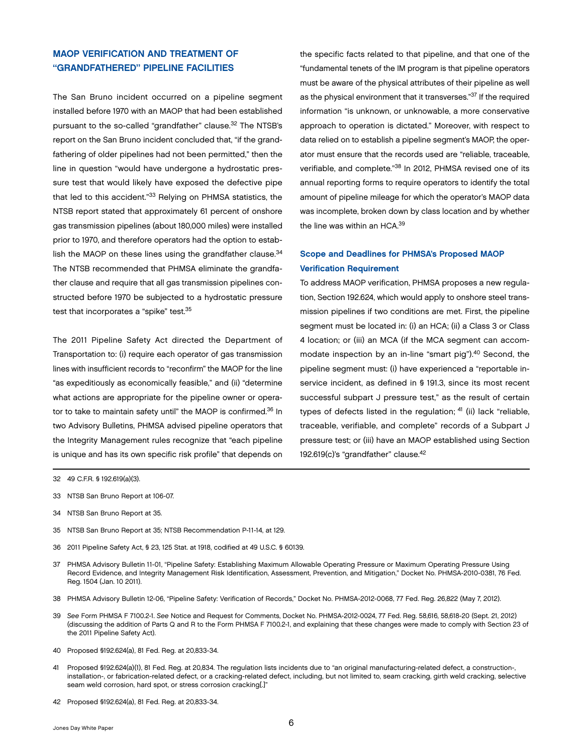## MAOP VERIFICATION AND TREATMENT OF "GRANDFATHERED" PIPELINE FACILITIES

The San Bruno incident occurred on a pipeline segment installed before 1970 with an MAOP that had been established pursuant to the so-called "grandfather" clause.[32] The NTSB's report on the San Bruno incident concluded that, "if the grandfathering of older pipelines had not been permitted," then the line in question "would have undergone a hydrostatic pressure test that would likely have exposed the defective pipe that led to this accident."[33] Relying on PHMSA statistics, the NTSB report stated that approximately 61 percent of onshore gas transmission pipelines (about 180,000 miles) were installed prior to 1970, and therefore operators had the option to establish the MAOP on these lines using the grandfather clause.[34] The NTSB recommended that PHMSA eliminate the grandfather clause and require that all gas transmission pipelines constructed before 1970 be subjected to a hydrostatic pressure test that incorporates a "spike" test.[35]

The 2011 Pipeline Safety Act directed the Department of Transportation to: (i) require each operator of gas transmission lines with insufficient records to "reconfirm" the MAOP for the line "as expeditiously as economically feasible," and (ii) "determine what actions are appropriate for the pipeline owner or operator to take to maintain safety until" the MAOP is confirmed.[36] In two Advisory Bulletins, PHMSA advised pipeline operators that the Integrity Management rules recognize that "each pipeline is unique and has its own specific risk profile" that depends on the specific facts related to that pipeline, and that one of the "fundamental tenets of the IM program is that pipeline operators must be aware of the physical attributes of their pipeline as well as the physical environment that it transverses."[37] If the required information "is unknown, or unknowable, a more conservative approach to operation is dictated." Moreover, with respect to data relied on to establish a pipeline segment's MAOP, the operator must ensure that the records used are "reliable, traceable, verifiable, and complete."[38] In 2012, PHMSA revised one of its annual reporting forms to require operators to identify the total amount of pipeline mileage for which the operator's MAOP data was incomplete, broken down by class location and by whether the line was within an HCA.[39]

### Scope and Deadlines for PHMSA's Proposed MAOP Verification Requirement

To address MAOP verification, PHMSA proposes a new regulation, Section 192.624, which would apply to onshore steel transmission pipelines if two conditions are met. First, the pipeline segment must be located in: (i) an HCA; (ii) a Class 3 or Class 4 location; or (iii) an MCA (if the MCA segment can accommodate inspection by an in-line "smart pig").[40] Second, the pipeline segment must: (i) have experienced a "reportable in-service incident, as defined in § 191.3, since its most recent successful subpart J pressure test," as the result of certain types of defects listed in the regulation; [41] (ii) lack "reliable, traceable, verifiable, and complete" records of a Subpart J pressure test; or (iii) have an MAOP established using Section 192.619(c)'s "grandfather" clause.[42]

---

32 49 C.F.R. § 192.619(a)(3).

33 NTSB San Bruno Report at 106-07.

34 NTSB San Bruno Report at 35.

35 NTSB San Bruno Report at 35; NTSB Recommendation P-11-14, at 129.

36 2011 Pipeline Safety Act, § 23, 125 Stat. at 1918, codified at 49 U.S.C. § 60139.

37 PHMSA Advisory Bulletin 11-01, "Pipeline Safety: Establishing Maximum Allowable Operating Pressure or Maximum Operating Pressure Using Record Evidence, and Integrity Management Risk Identification, Assessment, Prevention, and Mitigation," Docket No. PHMSA-2010-0381, 76 Fed. Reg. 1504 (Jan. 10 2011).

38 PHMSA Advisory Bulletin 12-06, "Pipeline Safety: Verification of Records," Docket No. PHMSA-2012-0068, 77 Fed. Reg. 26,822 (May 7, 2012).

39 *See* Form PHMSA F 7100.2-1. *See* Notice and Request for Comments, Docket No. PHMSA-2012-0024, 77 Fed. Reg. 58,616, 58,618-20 (Sept. 21, 2012) (discussing the addition of Parts Q and R to the Form PHMSA F 7100.2-1, and explaining that these changes were made to comply with Section 23 of the 2011 Pipeline Safety Act).

40 Proposed §192.624(a), 81 Fed. Reg. at 20,833-34.

41 Proposed §192.624(a)(1), 81 Fed. Reg. at 20,834. The regulation lists incidents due to "an original manufacturing-related defect, a construction-, installation-, or fabrication-related defect, or a cracking-related defect, including, but not limited to, seam cracking, girth weld cracking, selective seam weld corrosion, hard spot, or stress corrosion cracking[.]"

42 Proposed §192.624(a), 81 Fed. Reg. at 20,833-34.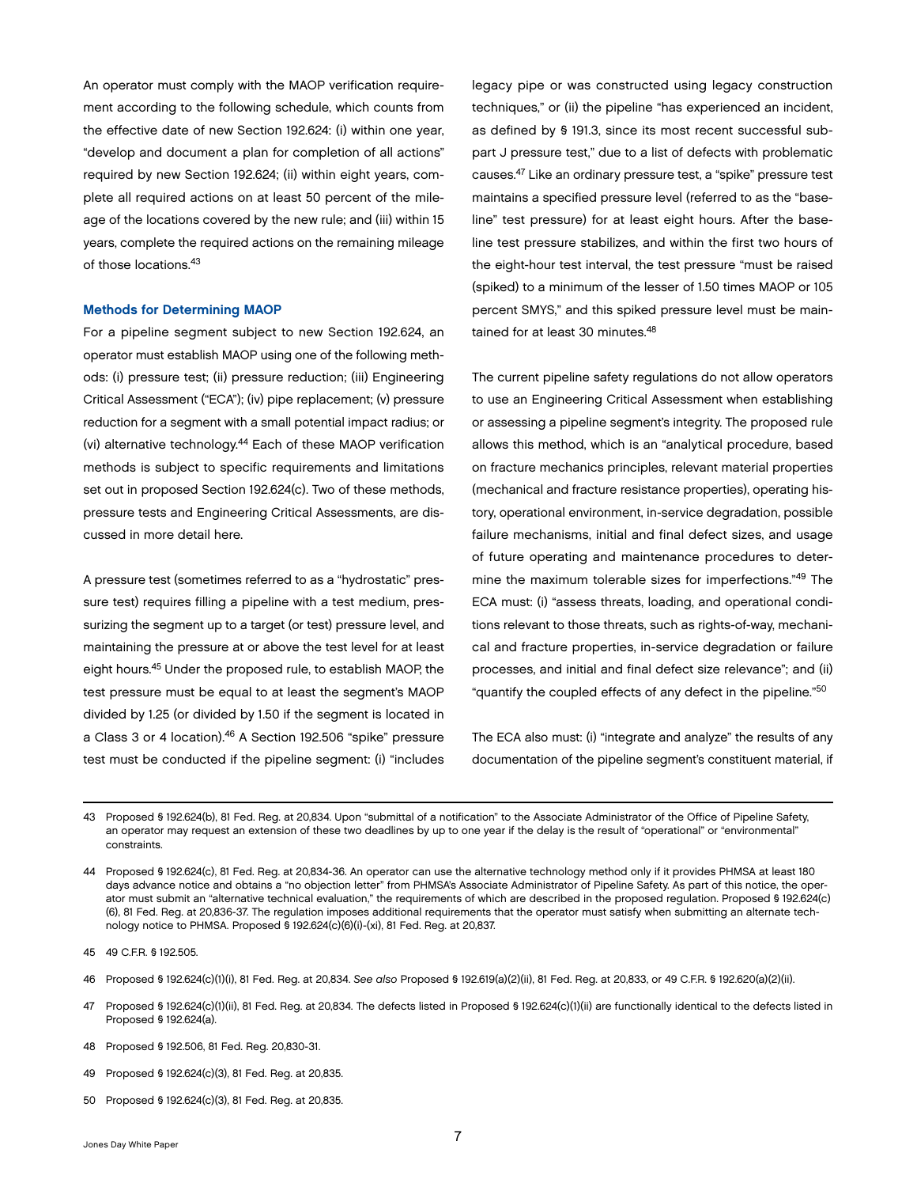An operator must comply with the MAOP verification requirement according to the following schedule, which counts from the effective date of new Section 192.624: (i) within one year, "develop and document a plan for completion of all actions" required by new Section 192.624; (ii) within eight years, complete all required actions on at least 50 percent of the mileage of the locations covered by the new rule; and (iii) within 15 years, complete the required actions on the remaining mileage of those locations.[43]

### Methods for Determining MAOP

For a pipeline segment subject to new Section 192.624, an operator must establish MAOP using one of the following methods: (i) pressure test; (ii) pressure reduction; (iii) Engineering Critical Assessment ("ECA"); (iv) pipe replacement; (v) pressure reduction for a segment with a small potential impact radius; or (vi) alternative technology.[44] Each of these MAOP verification methods is subject to specific requirements and limitations set out in proposed Section 192.624(c). Two of these methods, pressure tests and Engineering Critical Assessments, are discussed in more detail here.

A pressure test (sometimes referred to as a "hydrostatic" pressure test) requires filling a pipeline with a test medium, pressurizing the segment up to a target (or test) pressure level, and maintaining the pressure at or above the test level for at least eight hours.[45] Under the proposed rule, to establish MAOP, the test pressure must be equal to at least the segment's MAOP divided by 1.25 (or divided by 1.50 if the segment is located in a Class 3 or 4 location).[46] A Section 192.506 "spike" pressure test must be conducted if the pipeline segment: (i) "includes legacy pipe or was constructed using legacy construction techniques," or (ii) the pipeline "has experienced an incident, as defined by § 191.3, since its most recent successful subpart J pressure test," due to a list of defects with problematic causes.[47] Like an ordinary pressure test, a "spike" pressure test maintains a specified pressure level (referred to as the "baseline" test pressure) for at least eight hours. After the baseline test pressure stabilizes, and within the first two hours of the eight-hour test interval, the test pressure "must be raised (spiked) to a minimum of the lesser of 1.50 times MAOP or 105 percent SMYS," and this spiked pressure level must be maintained for at least 30 minutes.[48]

The current pipeline safety regulations do not allow operators to use an Engineering Critical Assessment when establishing or assessing a pipeline segment's integrity. The proposed rule allows this method, which is an "analytical procedure, based on fracture mechanics principles, relevant material properties (mechanical and fracture resistance properties), operating history, operational environment, in-service degradation, possible failure mechanisms, initial and final defect sizes, and usage of future operating and maintenance procedures to determine the maximum tolerable sizes for imperfections."[49] The ECA must: (i) "assess threats, loading, and operational conditions relevant to those threats, such as rights-of-way, mechanical and fracture properties, in-service degradation or failure processes, and initial and final defect size relevance"; and (ii) "quantify the coupled effects of any defect in the pipeline."[50]

The ECA also must: (i) "integrate and analyze" the results of any documentation of the pipeline segment's constituent material, if

---

43 Proposed § 192.624(b), 81 Fed. Reg. at 20,834. Upon "submittal of a notification" to the Associate Administrator of the Office of Pipeline Safety, an operator may request an extension of these two deadlines by up to one year if the delay is the result of "operational" or "environmental" constraints.

44 Proposed § 192.624(c), 81 Fed. Reg. at 20,834-36. An operator can use the alternative technology method only if it provides PHMSA at least 180 days advance notice and obtains a "no objection letter" from PHMSA's Associate Administrator of Pipeline Safety. As part of this notice, the operator must submit an "alternative technical evaluation," the requirements of which are described in the proposed regulation. Proposed § 192.624(c)(6), 81 Fed. Reg. at 20,836-37. The regulation imposes additional requirements that the operator must satisfy when submitting an alternate technology notice to PHMSA. Proposed § 192.624(c)(6)(i)-(xi), 81 Fed. Reg. at 20,837.

45 49 C.F.R. § 192.505.

46 Proposed § 192.624(c)(1)(i), 81 Fed. Reg. at 20,834. *See also* Proposed § 192.619(a)(2)(ii), 81 Fed. Reg. at 20,833, or 49 C.F.R. § 192.620(a)(2)(ii).

47 Proposed § 192.624(c)(1)(ii), 81 Fed. Reg. at 20,834. The defects listed in Proposed § 192.624(c)(1)(ii) are functionally identical to the defects listed in Proposed § 192.624(a).

48 Proposed § 192.506, 81 Fed. Reg. 20,830-31.

49 Proposed § 192.624(c)(3), 81 Fed. Reg. at 20,835.

50 Proposed § 192.624(c)(3), 81 Fed. Reg. at 20,835.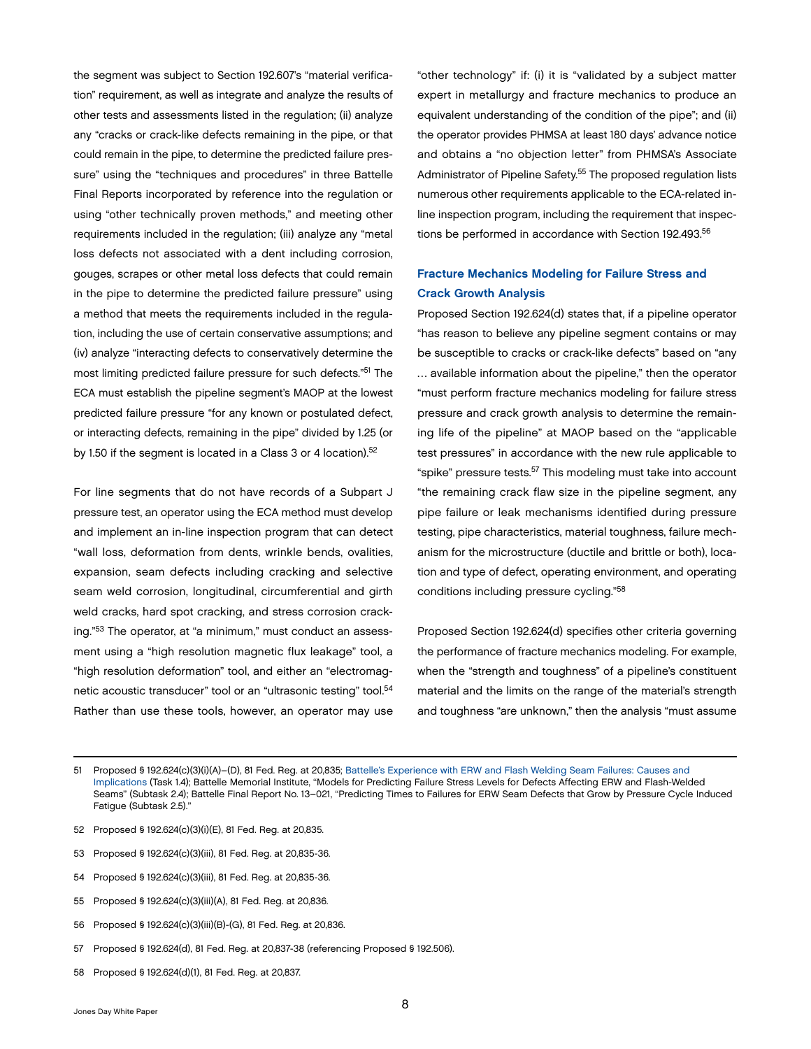the segment was subject to Section 192.607's "material verification" requirement, as well as integrate and analyze the results of other tests and assessments listed in the regulation; (ii) analyze any "cracks or crack-like defects remaining in the pipe, or that could remain in the pipe, to determine the predicted failure pressure" using the "techniques and procedures" in three Battelle Final Reports incorporated by reference into the regulation or using "other technically proven methods," and meeting other requirements included in the regulation; (iii) analyze any "metal loss defects not associated with a dent including corrosion, gouges, scrapes or other metal loss defects that could remain in the pipe to determine the predicted failure pressure" using a method that meets the requirements included in the regulation, including the use of certain conservative assumptions; and (iv) analyze "interacting defects to conservatively determine the most limiting predicted failure pressure for such defects."[51] The ECA must establish the pipeline segment's MAOP at the lowest predicted failure pressure "for any known or postulated defect, or interacting defects, remaining in the pipe" divided by 1.25 (or by 1.50 if the segment is located in a Class 3 or 4 location).[52]

For line segments that do not have records of a Subpart J pressure test, an operator using the ECA method must develop and implement an in-line inspection program that can detect "wall loss, deformation from dents, wrinkle bends, ovalities, expansion, seam defects including cracking and selective seam weld corrosion, longitudinal, circumferential and girth weld cracks, hard spot cracking, and stress corrosion cracking."[53] The operator, at "a minimum," must conduct an assessment using a "high resolution magnetic flux leakage" tool, a "high resolution deformation" tool, and either an "electromagnetic acoustic transducer" tool or an "ultrasonic testing" tool.[54] Rather than use these tools, however, an operator may use "other technology" if: (i) it is "validated by a subject matter expert in metallurgy and fracture mechanics to produce an equivalent understanding of the condition of the pipe"; and (ii) the operator provides PHMSA at least 180 days' advance notice and obtains a "no objection letter" from PHMSA's Associate Administrator of Pipeline Safety.[55] The proposed regulation lists numerous other requirements applicable to the ECA-related in-line inspection program, including the requirement that inspections be performed in accordance with Section 192.493.[56]

## Fracture Mechanics Modeling for Failure Stress and Crack Growth Analysis

Proposed Section 192.624(d) states that, if a pipeline operator "has reason to believe any pipeline segment contains or may be susceptible to cracks or crack-like defects" based on "any … available information about the pipeline," then the operator "must perform fracture mechanics modeling for failure stress pressure and crack growth analysis to determine the remaining life of the pipeline" at MAOP based on the "applicable test pressures" in accordance with the new rule applicable to "spike" pressure tests.[57] This modeling must take into account "the remaining crack flaw size in the pipeline segment, any pipe failure or leak mechanisms identified during pressure testing, pipe characteristics, material toughness, failure mechanism for the microstructure (ductile and brittle or both), location and type of defect, operating environment, and operating conditions including pressure cycling."[58]

Proposed Section 192.624(d) specifies other criteria governing the performance of fracture mechanics modeling. For example, when the "strength and toughness" of a pipeline's constituent material and the limits on the range of the material's strength and toughness "are unknown," then the analysis "must assume

---

51 Proposed § 192.624(c)(3)(i)(A)–(D), 81 Fed. Reg. at 20,835; Battelle's Experience with ERW and Flash Welding Seam Failures: Causes and Implications (Task 1.4); Battelle Memorial Institute, "Models for Predicting Failure Stress Levels for Defects Affecting ERW and Flash-Welded Seams" (Subtask 2.4); Battelle Final Report No. 13–021, "Predicting Times to Failures for ERW Seam Defects that Grow by Pressure Cycle Induced Fatigue (Subtask 2.5)."

52 Proposed § 192.624(c)(3)(i)(E), 81 Fed. Reg. at 20,835.

53 Proposed § 192.624(c)(3)(iii), 81 Fed. Reg. at 20,835-36.

54 Proposed § 192.624(c)(3)(iii), 81 Fed. Reg. at 20,835-36.

55 Proposed § 192.624(c)(3)(iii)(A), 81 Fed. Reg. at 20,836.

56 Proposed § 192.624(c)(3)(iii)(B)-(G), 81 Fed. Reg. at 20,836.

57 Proposed § 192.624(d), 81 Fed. Reg. at 20,837-38 (referencing Proposed § 192.506).

58 Proposed § 192.624(d)(1), 81 Fed. Reg. at 20,837.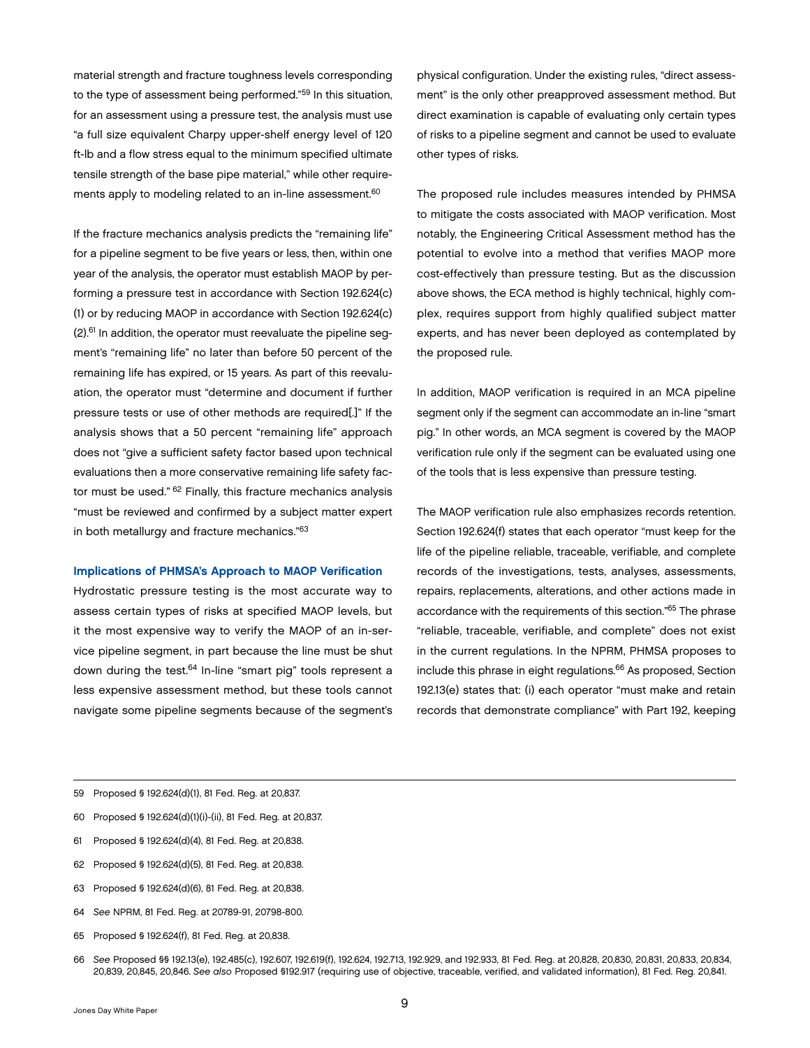material strength and fracture toughness levels corresponding to the type of assessment being performed."[59] In this situation, for an assessment using a pressure test, the analysis must use "a full size equivalent Charpy upper-shelf energy level of 120 ft-lb and a flow stress equal to the minimum specified ultimate tensile strength of the base pipe material," while other requirements apply to modeling related to an in-line assessment.[60]

If the fracture mechanics analysis predicts the "remaining life" for a pipeline segment to be five years or less, then, within one year of the analysis, the operator must establish MAOP by performing a pressure test in accordance with Section 192.624(c)(1) or by reducing MAOP in accordance with Section 192.624(c)(2).[61] In addition, the operator must reevaluate the pipeline segment's "remaining life" no later than before 50 percent of the remaining life has expired, or 15 years. As part of this reevaluation, the operator must "determine and document if further pressure tests or use of other methods are required[.]" If the analysis shows that a 50 percent "remaining life" approach does not "give a sufficient safety factor based upon technical evaluations then a more conservative remaining life safety factor must be used." [62] Finally, this fracture mechanics analysis "must be reviewed and confirmed by a subject matter expert in both metallurgy and fracture mechanics."[63]

## Implications of PHMSA's Approach to MAOP Verification

Hydrostatic pressure testing is the most accurate way to assess certain types of risks at specified MAOP levels, but it the most expensive way to verify the MAOP of an in-service pipeline segment, in part because the line must be shut down during the test.[64] In-line "smart pig" tools represent a less expensive assessment method, but these tools cannot navigate some pipeline segments because of the segment's physical configuration. Under the existing rules, "direct assessment" is the only other preapproved assessment method. But direct examination is capable of evaluating only certain types of risks to a pipeline segment and cannot be used to evaluate other types of risks.

The proposed rule includes measures intended by PHMSA to mitigate the costs associated with MAOP verification. Most notably, the Engineering Critical Assessment method has the potential to evolve into a method that verifies MAOP more cost-effectively than pressure testing. But as the discussion above shows, the ECA method is highly technical, highly complex, requires support from highly qualified subject matter experts, and has never been deployed as contemplated by the proposed rule.

In addition, MAOP verification is required in an MCA pipeline segment only if the segment can accommodate an in-line "smart pig." In other words, an MCA segment is covered by the MAOP verification rule only if the segment can be evaluated using one of the tools that is less expensive than pressure testing.

The MAOP verification rule also emphasizes records retention. Section 192.624(f) states that each operator "must keep for the life of the pipeline reliable, traceable, verifiable, and complete records of the investigations, tests, analyses, assessments, repairs, replacements, alterations, and other actions made in accordance with the requirements of this section."[65] The phrase "reliable, traceable, verifiable, and complete" does not exist in the current regulations. In the NPRM, PHMSA proposes to include this phrase in eight regulations.[66] As proposed, Section 192.13(e) states that: (i) each operator "must make and retain records that demonstrate compliance" with Part 192, keeping

---

59 Proposed § 192.624(d)(1), 81 Fed. Reg. at 20,837.

60 Proposed § 192.624(d)(1)(i)-(ii), 81 Fed. Reg. at 20,837.

61 Proposed § 192.624(d)(4), 81 Fed. Reg. at 20,838.

62 Proposed § 192.624(d)(5), 81 Fed. Reg. at 20,838.

63 Proposed § 192.624(d)(6), 81 Fed. Reg. at 20,838.

64 *See* NPRM, 81 Fed. Reg. at 20789-91, 20798-800.

65 Proposed § 192.624(f), 81 Fed. Reg. at 20,838.

66 *See* Proposed §§ 192.13(e), 192.485(c), 192.607, 192.619(f), 192.624, 192.713, 192.929, and 192.933, 81 Fed. Reg. at 20,828, 20,830, 20,831, 20,833, 20,834, 20,839, 20,845, 20,846. *See also* Proposed §192.917 (requiring use of objective, traceable, verified, and validated information), 81 Fed. Reg. 20,841.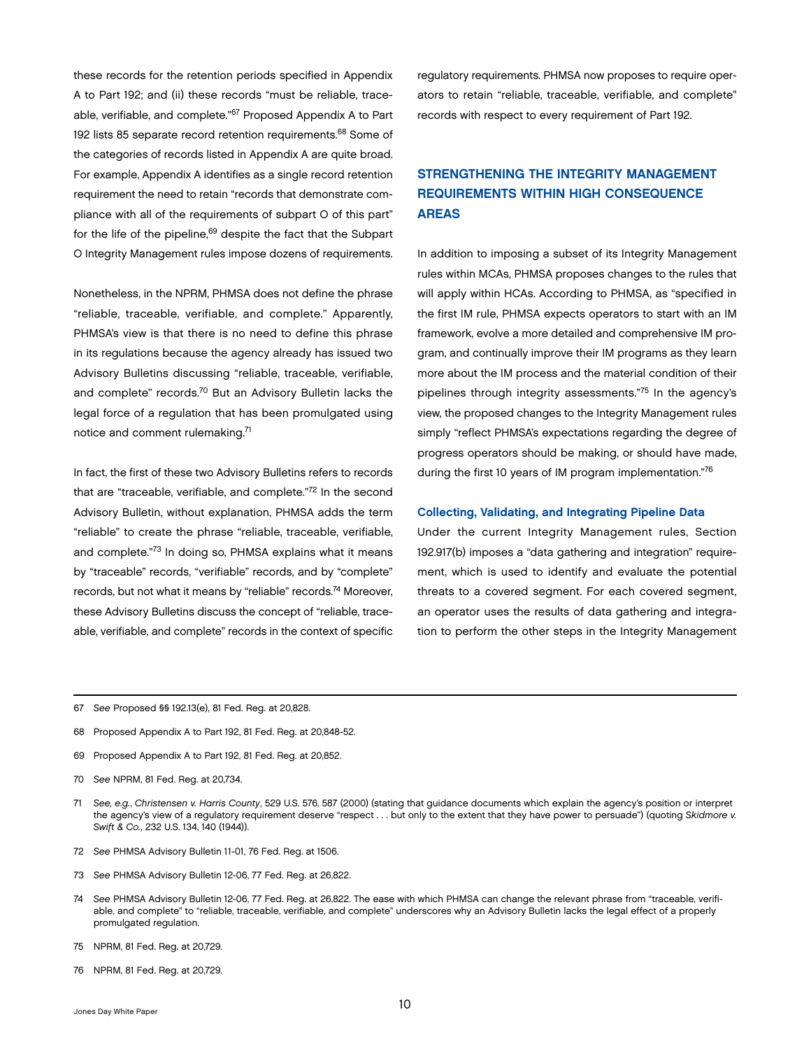these records for the retention periods specified in Appendix A to Part 192; and (ii) these records "must be reliable, traceable, verifiable, and complete."[67] Proposed Appendix A to Part 192 lists 85 separate record retention requirements.[68] Some of the categories of records listed in Appendix A are quite broad. For example, Appendix A identifies as a single record retention requirement the need to retain "records that demonstrate compliance with all of the requirements of subpart O of this part" for the life of the pipeline,[69] despite the fact that the Subpart O Integrity Management rules impose dozens of requirements.

Nonetheless, in the NPRM, PHMSA does not define the phrase "reliable, traceable, verifiable, and complete." Apparently, PHMSA's view is that there is no need to define this phrase in its regulations because the agency already has issued two Advisory Bulletins discussing "reliable, traceable, verifiable, and complete" records.[70] But an Advisory Bulletin lacks the legal force of a regulation that has been promulgated using notice and comment rulemaking.[71]

In fact, the first of these two Advisory Bulletins refers to records that are "traceable, verifiable, and complete."[72] In the second Advisory Bulletin, without explanation, PHMSA adds the term "reliable" to create the phrase "reliable, traceable, verifiable, and complete."[73] In doing so, PHMSA explains what it means by "traceable" records, "verifiable" records, and by "complete" records, but not what it means by "reliable" records.[74] Moreover, these Advisory Bulletins discuss the concept of "reliable, traceable, verifiable, and complete" records in the context of specific regulatory requirements. PHMSA now proposes to require operators to retain "reliable, traceable, verifiable, and complete" records with respect to every requirement of Part 192.

## STRENGTHENING THE INTEGRITY MANAGEMENT REQUIREMENTS WITHIN HIGH CONSEQUENCE AREAS

In addition to imposing a subset of its Integrity Management rules within MCAs, PHMSA proposes changes to the rules that will apply within HCAs. According to PHMSA, as "specified in the first IM rule, PHMSA expects operators to start with an IM framework, evolve a more detailed and comprehensive IM program, and continually improve their IM programs as they learn more about the IM process and the material condition of their pipelines through integrity assessments."[75] In the agency's view, the proposed changes to the Integrity Management rules simply "reflect PHMSA's expectations regarding the degree of progress operators should be making, or should have made, during the first 10 years of IM program implementation."[76]

### Collecting, Validating, and Integrating Pipeline Data

Under the current Integrity Management rules, Section 192.917(b) imposes a "data gathering and integration" requirement, which is used to identify and evaluate the potential threats to a covered segment. For each covered segment, an operator uses the results of data gathering and integration to perform the other steps in the Integrity Management

---

67 *See* Proposed §§ 192.13(e), 81 Fed. Reg. at 20,828.

68 Proposed Appendix A to Part 192, 81 Fed. Reg. at 20,848-52.

69 Proposed Appendix A to Part 192, 81 Fed. Reg. at 20,852.

70 *See* NPRM, 81 Fed. Reg. at 20,734.

71 *See, e.g.*, *Christensen v. Harris County*, 529 U.S. 576, 587 (2000) (stating that guidance documents which explain the agency's position or interpret the agency's view of a regulatory requirement deserve "respect . . . but only to the extent that they have power to persuade") (quoting *Skidmore v. Swift & Co.*, 232 U.S. 134, 140 (1944)).

72 *See* PHMSA Advisory Bulletin 11-01, 76 Fed. Reg. at 1506.

73 *See* PHMSA Advisory Bulletin 12-06, 77 Fed. Reg. at 26,822.

74 *See* PHMSA Advisory Bulletin 12-06, 77 Fed. Reg. at 26,822. The ease with which PHMSA can change the relevant phrase from "traceable, verifiable, and complete" to "reliable, traceable, verifiable, and complete" underscores why an Advisory Bulletin lacks the legal effect of a properly promulgated regulation.

75 NPRM, 81 Fed. Reg. at 20,729.

76 NPRM, 81 Fed. Reg. at 20,729.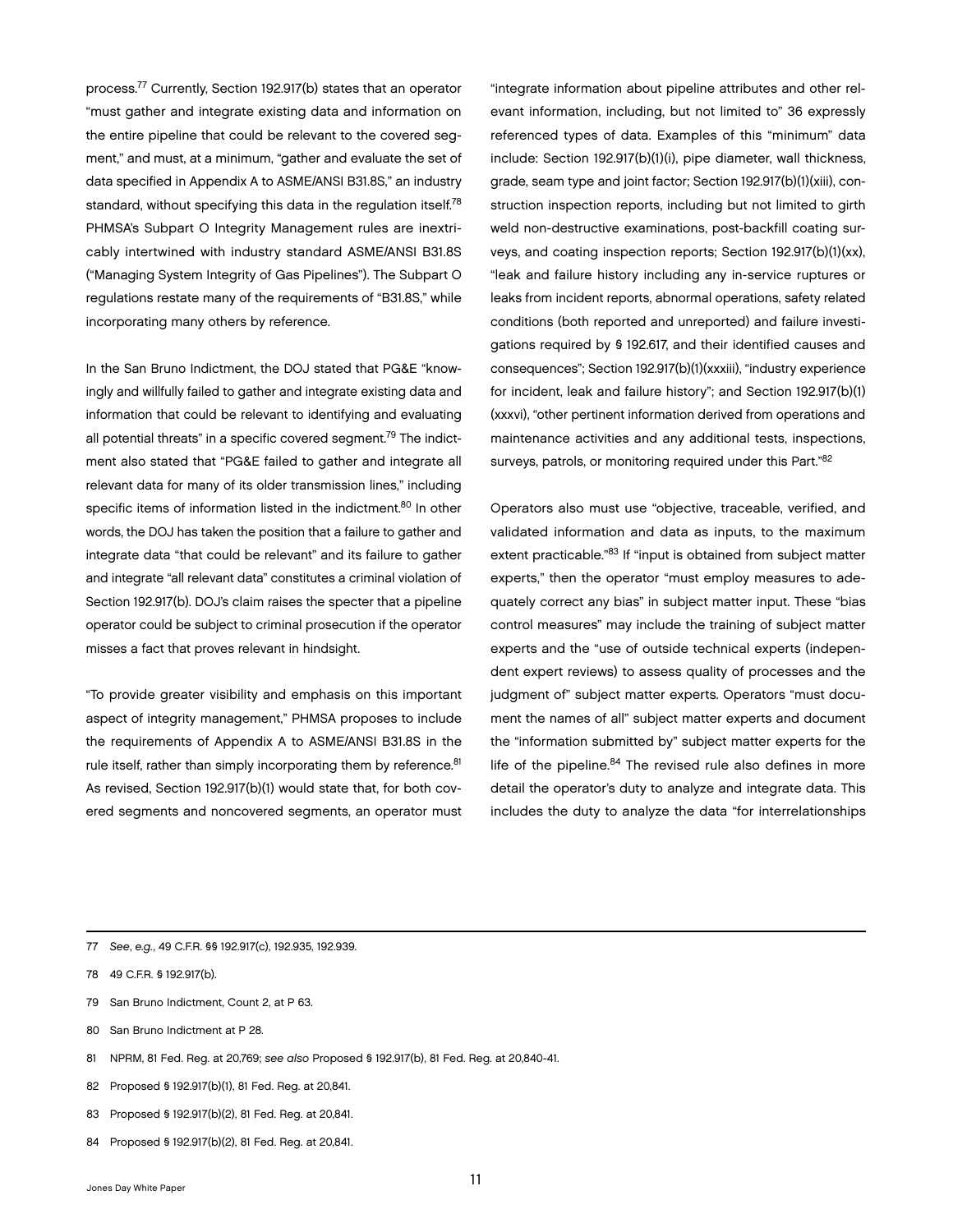process.[77] Currently, Section 192.917(b) states that an operator "must gather and integrate existing data and information on the entire pipeline that could be relevant to the covered segment," and must, at a minimum, "gather and evaluate the set of data specified in Appendix A to ASME/ANSI B31.8S," an industry standard, without specifying this data in the regulation itself.[78] PHMSA's Subpart O Integrity Management rules are inextricably intertwined with industry standard ASME/ANSI B31.8S ("Managing System Integrity of Gas Pipelines"). The Subpart O regulations restate many of the requirements of "B31.8S," while incorporating many others by reference.

In the San Bruno Indictment, the DOJ stated that PG&E "knowingly and willfully failed to gather and integrate existing data and information that could be relevant to identifying and evaluating all potential threats" in a specific covered segment.[79] The indictment also stated that "PG&E failed to gather and integrate all relevant data for many of its older transmission lines," including specific items of information listed in the indictment.[80] In other words, the DOJ has taken the position that a failure to gather and integrate data "that could be relevant" and its failure to gather and integrate "all relevant data" constitutes a criminal violation of Section 192.917(b). DOJ's claim raises the specter that a pipeline operator could be subject to criminal prosecution if the operator misses a fact that proves relevant in hindsight.

"To provide greater visibility and emphasis on this important aspect of integrity management," PHMSA proposes to include the requirements of Appendix A to ASME/ANSI B31.8S in the rule itself, rather than simply incorporating them by reference.[81] As revised, Section 192.917(b)(1) would state that, for both covered segments and noncovered segments, an operator must "integrate information about pipeline attributes and other relevant information, including, but not limited to" 36 expressly referenced types of data. Examples of this "minimum" data include: Section 192.917(b)(1)(i), pipe diameter, wall thickness, grade, seam type and joint factor; Section 192.917(b)(1)(xiii), construction inspection reports, including but not limited to girth weld non-destructive examinations, post-backfill coating surveys, and coating inspection reports; Section 192.917(b)(1)(xx), "leak and failure history including any in-service ruptures or leaks from incident reports, abnormal operations, safety related conditions (both reported and unreported) and failure investigations required by § 192.617, and their identified causes and consequences"; Section 192.917(b)(1)(xxxiii), "industry experience for incident, leak and failure history"; and Section 192.917(b)(1)(xxxvi), "other pertinent information derived from operations and maintenance activities and any additional tests, inspections, surveys, patrols, or monitoring required under this Part."[82]

Operators also must use "objective, traceable, verified, and validated information and data as inputs, to the maximum extent practicable."[83] If "input is obtained from subject matter experts," then the operator "must employ measures to adequately correct any bias" in subject matter input. These "bias control measures" may include the training of subject matter experts and the "use of outside technical experts (independent expert reviews) to assess quality of processes and the judgment of" subject matter experts. Operators "must document the names of all" subject matter experts and document the "information submitted by" subject matter experts for the life of the pipeline.[84] The revised rule also defines in more detail the operator's duty to analyze and integrate data. This includes the duty to analyze the data "for interrelationships

---

77 *See*, *e.g.*, 49 C.F.R. §§ 192.917(c), 192.935, 192.939.

78 49 C.F.R. § 192.917(b).

79 San Bruno Indictment, Count 2, at P 63.

80 San Bruno Indictment at P 28.

81 NPRM, 81 Fed. Reg. at 20,769; *see also* Proposed § 192.917(b), 81 Fed. Reg. at 20,840-41.

82 Proposed § 192.917(b)(1), 81 Fed. Reg. at 20,841.

83 Proposed § 192.917(b)(2), 81 Fed. Reg. at 20,841.

84 Proposed § 192.917(b)(2), 81 Fed. Reg. at 20,841.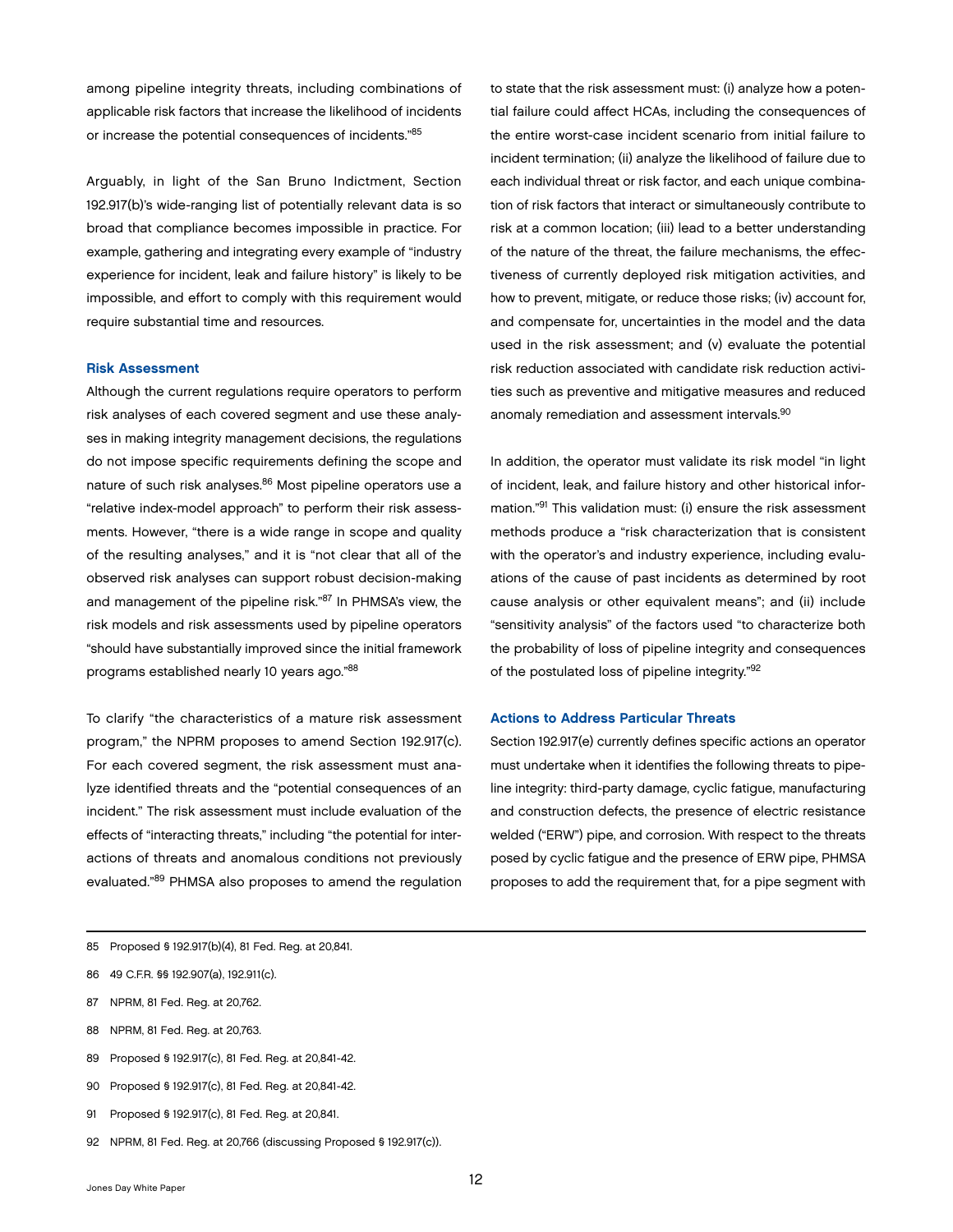among pipeline integrity threats, including combinations of applicable risk factors that increase the likelihood of incidents or increase the potential consequences of incidents."[85]

Arguably, in light of the San Bruno Indictment, Section 192.917(b)'s wide-ranging list of potentially relevant data is so broad that compliance becomes impossible in practice. For example, gathering and integrating every example of "industry experience for incident, leak and failure history" is likely to be impossible, and effort to comply with this requirement would require substantial time and resources.

### Risk Assessment

Although the current regulations require operators to perform risk analyses of each covered segment and use these analyses in making integrity management decisions, the regulations do not impose specific requirements defining the scope and nature of such risk analyses.[86] Most pipeline operators use a "relative index-model approach" to perform their risk assessments. However, "there is a wide range in scope and quality of the resulting analyses," and it is "not clear that all of the observed risk analyses can support robust decision-making and management of the pipeline risk."[87] In PHMSA's view, the risk models and risk assessments used by pipeline operators "should have substantially improved since the initial framework programs established nearly 10 years ago."[88]

To clarify "the characteristics of a mature risk assessment program," the NPRM proposes to amend Section 192.917(c). For each covered segment, the risk assessment must analyze identified threats and the "potential consequences of an incident." The risk assessment must include evaluation of the effects of "interacting threats," including "the potential for interactions of threats and anomalous conditions not previously evaluated."[89] PHMSA also proposes to amend the regulation to state that the risk assessment must: (i) analyze how a potential failure could affect HCAs, including the consequences of the entire worst-case incident scenario from initial failure to incident termination; (ii) analyze the likelihood of failure due to each individual threat or risk factor, and each unique combination of risk factors that interact or simultaneously contribute to risk at a common location; (iii) lead to a better understanding of the nature of the threat, the failure mechanisms, the effectiveness of currently deployed risk mitigation activities, and how to prevent, mitigate, or reduce those risks; (iv) account for, and compensate for, uncertainties in the model and the data used in the risk assessment; and (v) evaluate the potential risk reduction associated with candidate risk reduction activities such as preventive and mitigative measures and reduced anomaly remediation and assessment intervals.[90]

In addition, the operator must validate its risk model "in light of incident, leak, and failure history and other historical information."[91] This validation must: (i) ensure the risk assessment methods produce a "risk characterization that is consistent with the operator's and industry experience, including evaluations of the cause of past incidents as determined by root cause analysis or other equivalent means"; and (ii) include "sensitivity analysis" of the factors used "to characterize both the probability of loss of pipeline integrity and consequences of the postulated loss of pipeline integrity."[92]

### Actions to Address Particular Threats

Section 192.917(e) currently defines specific actions an operator must undertake when it identifies the following threats to pipeline integrity: third-party damage, cyclic fatigue, manufacturing and construction defects, the presence of electric resistance welded ("ERW") pipe, and corrosion. With respect to the threats posed by cyclic fatigue and the presence of ERW pipe, PHMSA proposes to add the requirement that, for a pipe segment with

---

85 Proposed § 192.917(b)(4), 81 Fed. Reg. at 20,841.

86 49 C.F.R. §§ 192.907(a), 192.911(c).

87 NPRM, 81 Fed. Reg. at 20,762.

88 NPRM, 81 Fed. Reg. at 20,763.

89 Proposed § 192.917(c), 81 Fed. Reg. at 20,841-42.

90 Proposed § 192.917(c), 81 Fed. Reg. at 20,841-42.

91 Proposed § 192.917(c), 81 Fed. Reg. at 20,841.

92 NPRM, 81 Fed. Reg. at 20,766 (discussing Proposed § 192.917(c)).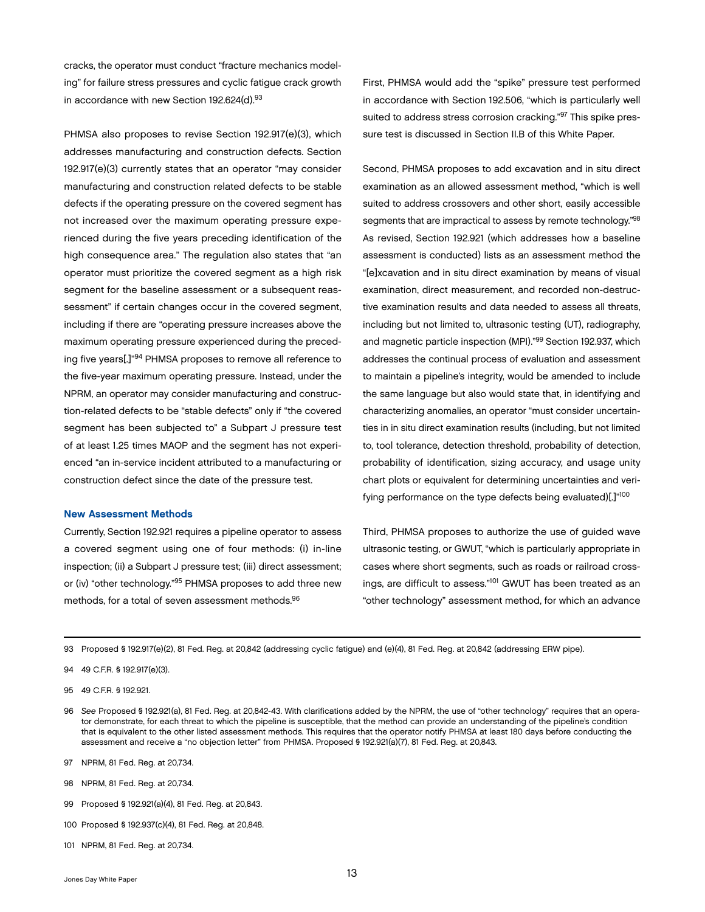cracks, the operator must conduct "fracture mechanics modeling" for failure stress pressures and cyclic fatigue crack growth in accordance with new Section 192.624(d).[93]

PHMSA also proposes to revise Section 192.917(e)(3), which addresses manufacturing and construction defects. Section 192.917(e)(3) currently states that an operator "may consider manufacturing and construction related defects to be stable defects if the operating pressure on the covered segment has not increased over the maximum operating pressure experienced during the five years preceding identification of the high consequence area." The regulation also states that "an operator must prioritize the covered segment as a high risk segment for the baseline assessment or a subsequent reassessment" if certain changes occur in the covered segment, including if there are "operating pressure increases above the maximum operating pressure experienced during the preceding five years[.]"[94] PHMSA proposes to remove all reference to the five-year maximum operating pressure. Instead, under the NPRM, an operator may consider manufacturing and construction-related defects to be "stable defects" only if "the covered segment has been subjected to" a Subpart J pressure test of at least 1.25 times MAOP and the segment has not experienced "an in-service incident attributed to a manufacturing or construction defect since the date of the pressure test.

### New Assessment Methods

Currently, Section 192.921 requires a pipeline operator to assess a covered segment using one of four methods: (i) in-line inspection; (ii) a Subpart J pressure test; (iii) direct assessment; or (iv) "other technology."[95] PHMSA proposes to add three new methods, for a total of seven assessment methods.[96]

First, PHMSA would add the "spike" pressure test performed in accordance with Section 192.506, "which is particularly well suited to address stress corrosion cracking."[97] This spike pressure test is discussed in Section II.B of this White Paper.

Second, PHMSA proposes to add excavation and in situ direct examination as an allowed assessment method, "which is well suited to address crossovers and other short, easily accessible segments that are impractical to assess by remote technology."[98] As revised, Section 192.921 (which addresses how a baseline assessment is conducted) lists as an assessment method the "[e]xcavation and in situ direct examination by means of visual examination, direct measurement, and recorded non-destructive examination results and data needed to assess all threats, including but not limited to, ultrasonic testing (UT), radiography, and magnetic particle inspection (MPI)."[99] Section 192.937, which addresses the continual process of evaluation and assessment to maintain a pipeline's integrity, would be amended to include the same language but also would state that, in identifying and characterizing anomalies, an operator "must consider uncertainties in in situ direct examination results (including, but not limited to, tool tolerance, detection threshold, probability of detection, probability of identification, sizing accuracy, and usage unity chart plots or equivalent for determining uncertainties and verifying performance on the type defects being evaluated)[.]"[100]

Third, PHMSA proposes to authorize the use of guided wave ultrasonic testing, or GWUT, "which is particularly appropriate in cases where short segments, such as roads or railroad crossings, are difficult to assess."[101] GWUT has been treated as an "other technology" assessment method, for which an advance

---

93 Proposed § 192.917(e)(2), 81 Fed. Reg. at 20,842 (addressing cyclic fatigue) and (e)(4), 81 Fed. Reg. at 20,842 (addressing ERW pipe).

94 49 C.F.R. § 192.917(e)(3).

95 49 C.F.R. § 192.921.

96 *See* Proposed § 192.921(a), 81 Fed. Reg. at 20,842-43. With clarifications added by the NPRM, the use of "other technology" requires that an operator demonstrate, for each threat to which the pipeline is susceptible, that the method can provide an understanding of the pipeline's condition that is equivalent to the other listed assessment methods. This requires that the operator notify PHMSA at least 180 days before conducting the assessment and receive a "no objection letter" from PHMSA. Proposed § 192.921(a)(7), 81 Fed. Reg. at 20,843.

97 NPRM, 81 Fed. Reg. at 20,734.

98 NPRM, 81 Fed. Reg. at 20,734.

99 Proposed § 192.921(a)(4), 81 Fed. Reg. at 20,843.

100 Proposed § 192.937(c)(4), 81 Fed. Reg. at 20,848.

101 NPRM, 81 Fed. Reg. at 20,734.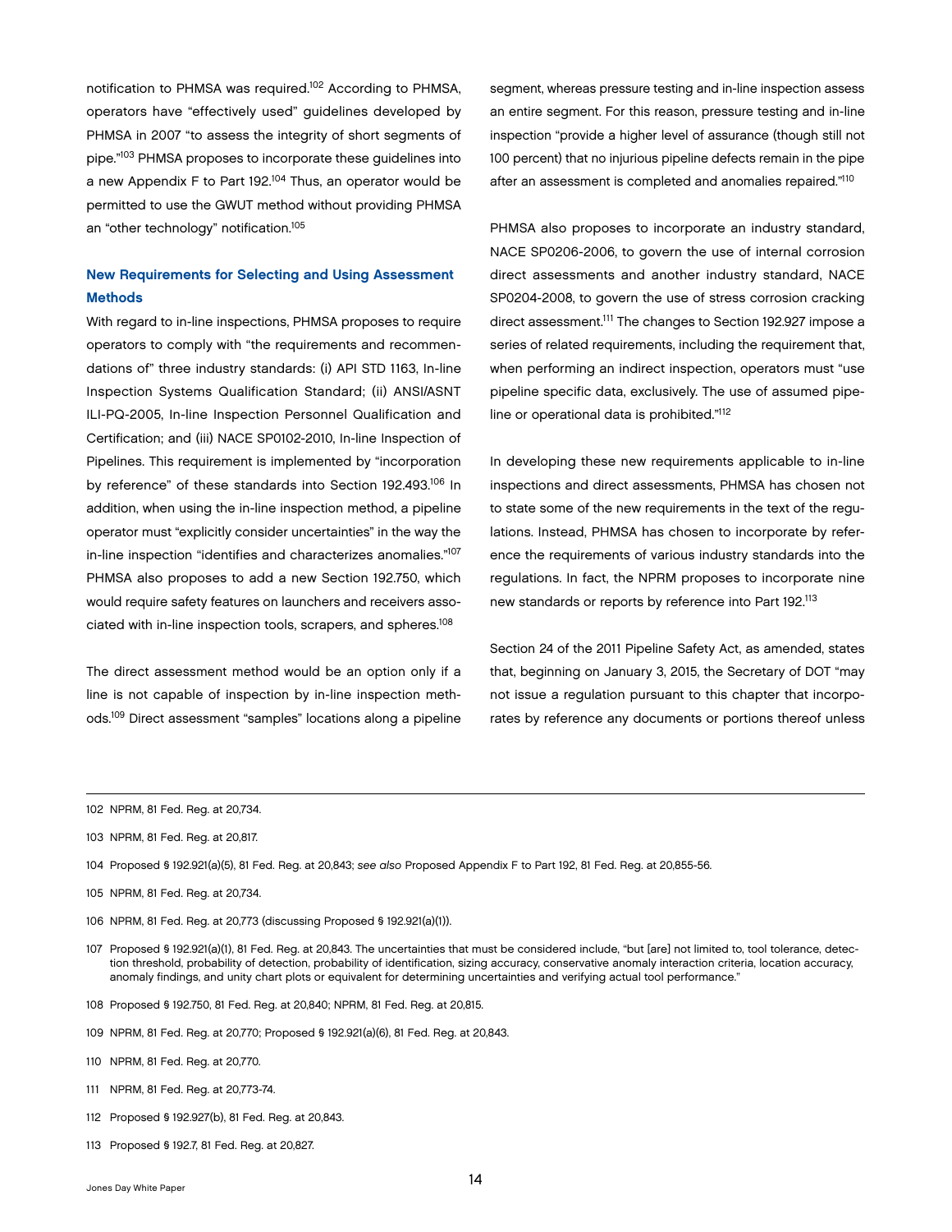notification to PHMSA was required.[102] According to PHMSA, operators have "effectively used" guidelines developed by PHMSA in 2007 "to assess the integrity of short segments of pipe."[103] PHMSA proposes to incorporate these guidelines into a new Appendix F to Part 192.[104] Thus, an operator would be permitted to use the GWUT method without providing PHMSA an "other technology" notification.[105]

### New Requirements for Selecting and Using Assessment Methods

With regard to in-line inspections, PHMSA proposes to require operators to comply with "the requirements and recommendations of" three industry standards: (i) API STD 1163, In-line Inspection Systems Qualification Standard; (ii) ANSI/ASNT ILI-PQ-2005, In-line Inspection Personnel Qualification and Certification; and (iii) NACE SP0102-2010, In-line Inspection of Pipelines. This requirement is implemented by "incorporation by reference" of these standards into Section 192.493.[106] In addition, when using the in-line inspection method, a pipeline operator must "explicitly consider uncertainties" in the way the in-line inspection "identifies and characterizes anomalies."[107] PHMSA also proposes to add a new Section 192.750, which would require safety features on launchers and receivers associated with in-line inspection tools, scrapers, and spheres.[108]

The direct assessment method would be an option only if a line is not capable of inspection by in-line inspection methods.[109] Direct assessment "samples" locations along a pipeline segment, whereas pressure testing and in-line inspection assess an entire segment. For this reason, pressure testing and in-line inspection "provide a higher level of assurance (though still not 100 percent) that no injurious pipeline defects remain in the pipe after an assessment is completed and anomalies repaired."[110]

PHMSA also proposes to incorporate an industry standard, NACE SP0206-2006, to govern the use of internal corrosion direct assessments and another industry standard, NACE SP0204-2008, to govern the use of stress corrosion cracking direct assessment.[111] The changes to Section 192.927 impose a series of related requirements, including the requirement that, when performing an indirect inspection, operators must "use pipeline specific data, exclusively. The use of assumed pipeline or operational data is prohibited."[112]

In developing these new requirements applicable to in-line inspections and direct assessments, PHMSA has chosen not to state some of the new requirements in the text of the regulations. Instead, PHMSA has chosen to incorporate by reference the requirements of various industry standards into the regulations. In fact, the NPRM proposes to incorporate nine new standards or reports by reference into Part 192.[113]

Section 24 of the 2011 Pipeline Safety Act, as amended, states that, beginning on January 3, 2015, the Secretary of DOT "may not issue a regulation pursuant to this chapter that incorporates by reference any documents or portions thereof unless

---

102 NPRM, 81 Fed. Reg. at 20,734.

103 NPRM, 81 Fed. Reg. at 20,817.

104 Proposed § 192.921(a)(5), 81 Fed. Reg. at 20,843; *see also* Proposed Appendix F to Part 192, 81 Fed. Reg. at 20,855-56.

105 NPRM, 81 Fed. Reg. at 20,734.

106 NPRM, 81 Fed. Reg. at 20,773 (discussing Proposed § 192.921(a)(1)).

107 Proposed § 192.921(a)(1), 81 Fed. Reg. at 20,843. The uncertainties that must be considered include, "but [are] not limited to, tool tolerance, detection threshold, probability of detection, probability of identification, sizing accuracy, conservative anomaly interaction criteria, location accuracy, anomaly findings, and unity chart plots or equivalent for determining uncertainties and verifying actual tool performance."

108 Proposed § 192.750, 81 Fed. Reg. at 20,840; NPRM, 81 Fed. Reg. at 20,815.

109 NPRM, 81 Fed. Reg. at 20,770; Proposed § 192.921(a)(6), 81 Fed. Reg. at 20,843.

110 NPRM, 81 Fed. Reg. at 20,770.

111 NPRM, 81 Fed. Reg. at 20,773-74.

112 Proposed § 192.927(b), 81 Fed. Reg. at 20,843.

113 Proposed § 192.7, 81 Fed. Reg. at 20,827.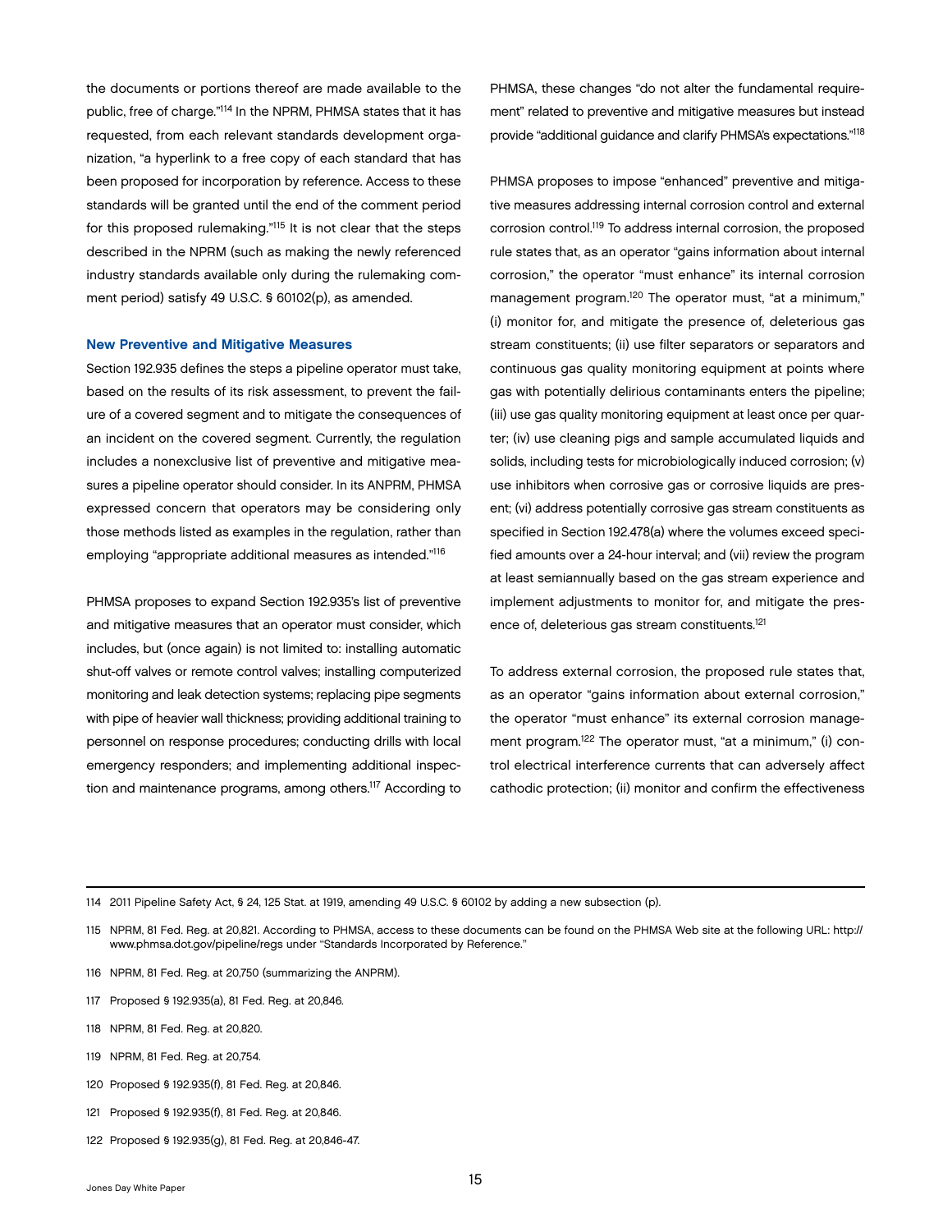the documents or portions thereof are made available to the public, free of charge."[114] In the NPRM, PHMSA states that it has requested, from each relevant standards development organization, "a hyperlink to a free copy of each standard that has been proposed for incorporation by reference. Access to these standards will be granted until the end of the comment period for this proposed rulemaking."[115] It is not clear that the steps described in the NPRM (such as making the newly referenced industry standards available only during the rulemaking comment period) satisfy 49 U.S.C. § 60102(p), as amended.

### New Preventive and Mitigative Measures

Section 192.935 defines the steps a pipeline operator must take, based on the results of its risk assessment, to prevent the failure of a covered segment and to mitigate the consequences of an incident on the covered segment. Currently, the regulation includes a nonexclusive list of preventive and mitigative measures a pipeline operator should consider. In its ANPRM, PHMSA expressed concern that operators may be considering only those methods listed as examples in the regulation, rather than employing "appropriate additional measures as intended."[116]

PHMSA proposes to expand Section 192.935's list of preventive and mitigative measures that an operator must consider, which includes, but (once again) is not limited to: installing automatic shut-off valves or remote control valves; installing computerized monitoring and leak detection systems; replacing pipe segments with pipe of heavier wall thickness; providing additional training to personnel on response procedures; conducting drills with local emergency responders; and implementing additional inspection and maintenance programs, among others.[117] According to PHMSA, these changes "do not alter the fundamental requirement" related to preventive and mitigative measures but instead provide "additional guidance and clarify PHMSA's expectations."[118]

PHMSA proposes to impose "enhanced" preventive and mitigative measures addressing internal corrosion control and external corrosion control.[119] To address internal corrosion, the proposed rule states that, as an operator "gains information about internal corrosion," the operator "must enhance" its internal corrosion management program.[120] The operator must, "at a minimum," (i) monitor for, and mitigate the presence of, deleterious gas stream constituents; (ii) use filter separators or separators and continuous gas quality monitoring equipment at points where gas with potentially delirious contaminants enters the pipeline; (iii) use gas quality monitoring equipment at least once per quarter; (iv) use cleaning pigs and sample accumulated liquids and solids, including tests for microbiologically induced corrosion; (v) use inhibitors when corrosive gas or corrosive liquids are present; (vi) address potentially corrosive gas stream constituents as specified in Section 192.478(a) where the volumes exceed specified amounts over a 24-hour interval; and (vii) review the program at least semiannually based on the gas stream experience and implement adjustments to monitor for, and mitigate the presence of, deleterious gas stream constituents.[121]

To address external corrosion, the proposed rule states that, as an operator "gains information about external corrosion," the operator "must enhance" its external corrosion management program.[122] The operator must, "at a minimum," (i) control electrical interference currents that can adversely affect cathodic protection; (ii) monitor and confirm the effectiveness

---

114 2011 Pipeline Safety Act, § 24, 125 Stat. at 1919, amending 49 U.S.C. § 60102 by adding a new subsection (p).

115 NPRM, 81 Fed. Reg. at 20,821. According to PHMSA, access to these documents can be found on the PHMSA Web site at the following URL: http://www.phmsa.dot.gov/pipeline/regs under "Standards Incorporated by Reference."

116 NPRM, 81 Fed. Reg. at 20,750 (summarizing the ANPRM).

117 Proposed § 192.935(a), 81 Fed. Reg. at 20,846.

118 NPRM, 81 Fed. Reg. at 20,820.

119 NPRM, 81 Fed. Reg. at 20,754.

120 Proposed § 192.935(f), 81 Fed. Reg. at 20,846.

121 Proposed § 192.935(f), 81 Fed. Reg. at 20,846.

122 Proposed § 192.935(g), 81 Fed. Reg. at 20,846-47.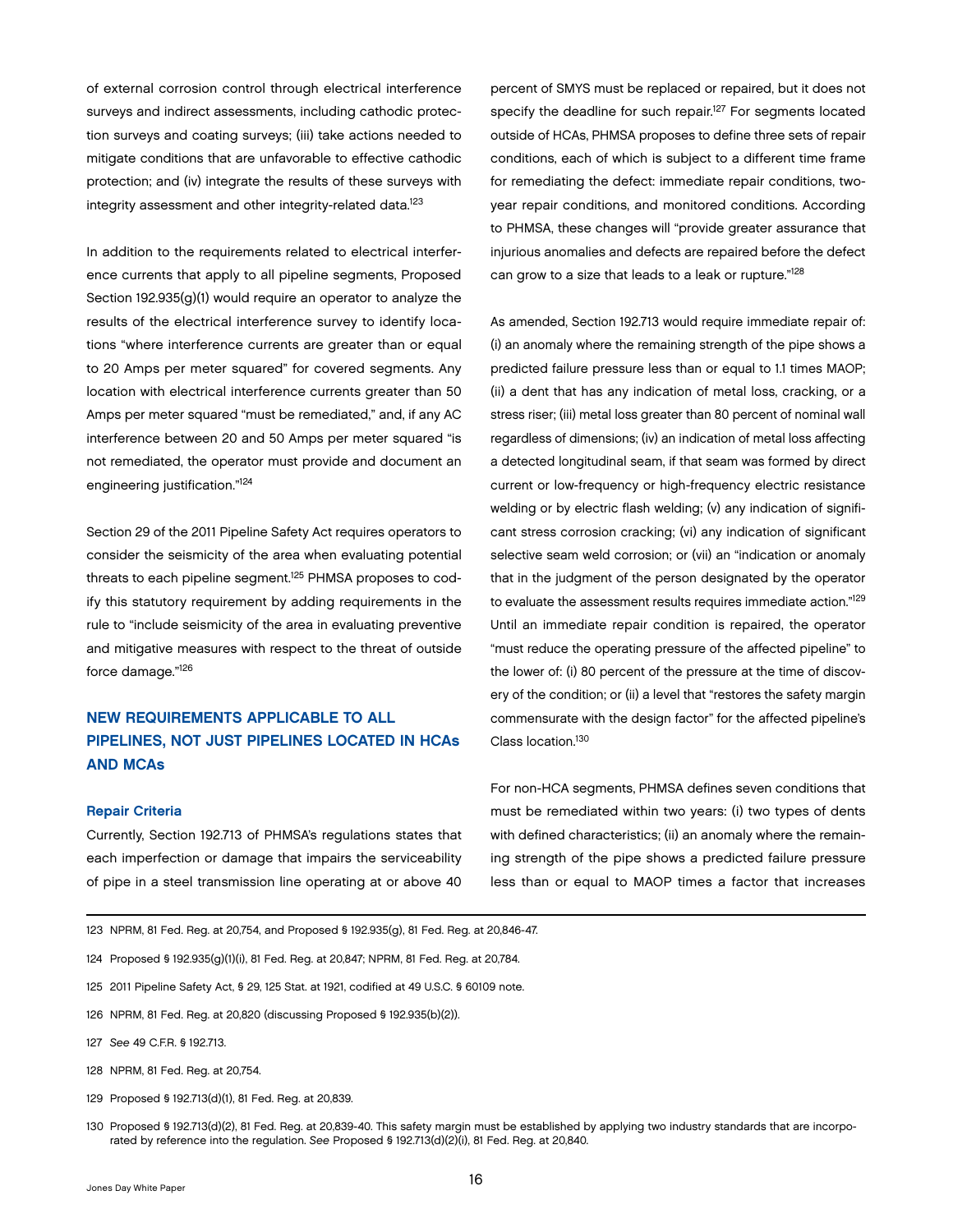of external corrosion control through electrical interference surveys and indirect assessments, including cathodic protection surveys and coating surveys; (iii) take actions needed to mitigate conditions that are unfavorable to effective cathodic protection; and (iv) integrate the results of these surveys with integrity assessment and other integrity-related data.[123]

In addition to the requirements related to electrical interference currents that apply to all pipeline segments, Proposed Section 192.935(g)(1) would require an operator to analyze the results of the electrical interference survey to identify locations "where interference currents are greater than or equal to 20 Amps per meter squared" for covered segments. Any location with electrical interference currents greater than 50 Amps per meter squared "must be remediated," and, if any AC interference between 20 and 50 Amps per meter squared "is not remediated, the operator must provide and document an engineering justification."[124]

Section 29 of the 2011 Pipeline Safety Act requires operators to consider the seismicity of the area when evaluating potential threats to each pipeline segment.[125] PHMSA proposes to codify this statutory requirement by adding requirements in the rule to "include seismicity of the area in evaluating preventive and mitigative measures with respect to the threat of outside force damage."[126]

## NEW REQUIREMENTS APPLICABLE TO ALL PIPELINES, NOT JUST PIPELINES LOCATED IN HCAs AND MCAs

### Repair Criteria

Currently, Section 192.713 of PHMSA's regulations states that each imperfection or damage that impairs the serviceability of pipe in a steel transmission line operating at or above 40 percent of SMYS must be replaced or repaired, but it does not specify the deadline for such repair.[127] For segments located outside of HCAs, PHMSA proposes to define three sets of repair conditions, each of which is subject to a different time frame for remediating the defect: immediate repair conditions, two-year repair conditions, and monitored conditions. According to PHMSA, these changes will "provide greater assurance that injurious anomalies and defects are repaired before the defect can grow to a size that leads to a leak or rupture."[128]

As amended, Section 192.713 would require immediate repair of: (i) an anomaly where the remaining strength of the pipe shows a predicted failure pressure less than or equal to 1.1 times MAOP; (ii) a dent that has any indication of metal loss, cracking, or a stress riser; (iii) metal loss greater than 80 percent of nominal wall regardless of dimensions; (iv) an indication of metal loss affecting a detected longitudinal seam, if that seam was formed by direct current or low-frequency or high-frequency electric resistance welding or by electric flash welding; (v) any indication of significant stress corrosion cracking; (vi) any indication of significant selective seam weld corrosion; or (vii) an "indication or anomaly that in the judgment of the person designated by the operator to evaluate the assessment results requires immediate action."[129] Until an immediate repair condition is repaired, the operator "must reduce the operating pressure of the affected pipeline" to the lower of: (i) 80 percent of the pressure at the time of discovery of the condition; or (ii) a level that "restores the safety margin commensurate with the design factor" for the affected pipeline's Class location.[130]

For non-HCA segments, PHMSA defines seven conditions that must be remediated within two years: (i) two types of dents with defined characteristics; (ii) an anomaly where the remaining strength of the pipe shows a predicted failure pressure less than or equal to MAOP times a factor that increases

---

123 NPRM, 81 Fed. Reg. at 20,754, and Proposed § 192.935(g), 81 Fed. Reg. at 20,846-47.

124 Proposed § 192.935(g)(1)(i), 81 Fed. Reg. at 20,847; NPRM, 81 Fed. Reg. at 20,784.

125 2011 Pipeline Safety Act, § 29, 125 Stat. at 1921, codified at 49 U.S.C. § 60109 note.

126 NPRM, 81 Fed. Reg. at 20,820 (discussing Proposed § 192.935(b)(2)).

127 *See* 49 C.F.R. § 192.713.

128 NPRM, 81 Fed. Reg. at 20,754.

129 Proposed § 192.713(d)(1), 81 Fed. Reg. at 20,839.

130 Proposed § 192.713(d)(2), 81 Fed. Reg. at 20,839-40. This safety margin must be established by applying two industry standards that are incorporated by reference into the regulation. *See* Proposed § 192.713(d)(2)(i), 81 Fed. Reg. at 20,840.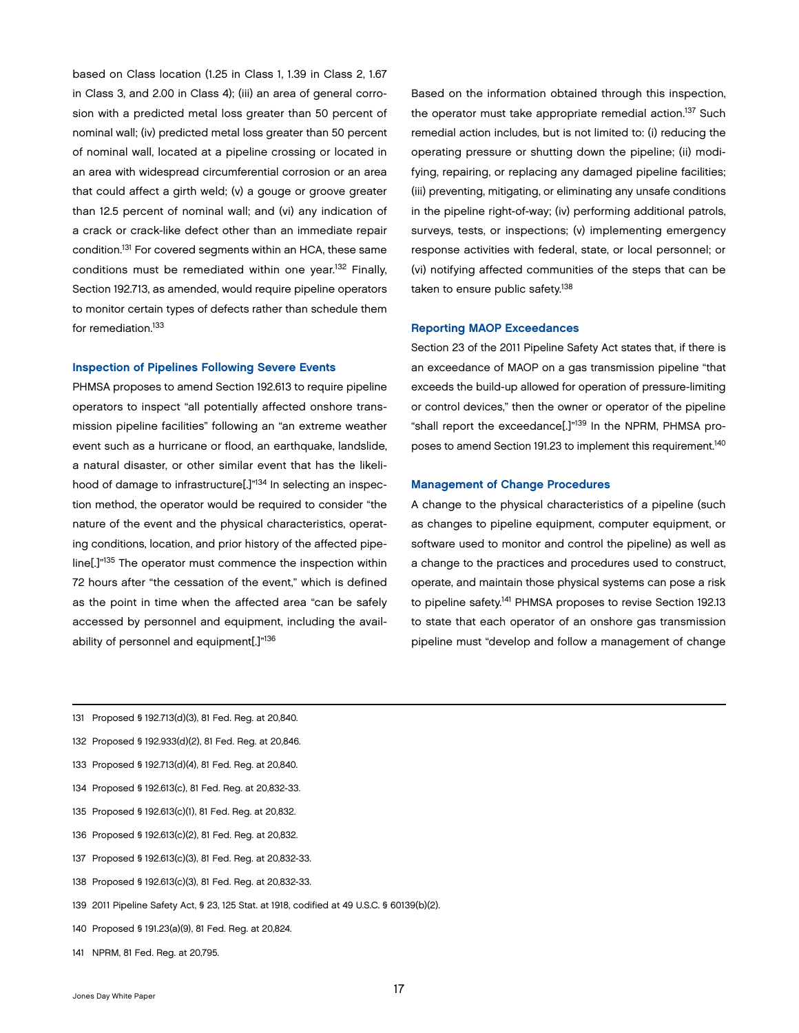based on Class location (1.25 in Class 1, 1.39 in Class 2, 1.67 in Class 3, and 2.00 in Class 4); (iii) an area of general corrosion with a predicted metal loss greater than 50 percent of nominal wall; (iv) predicted metal loss greater than 50 percent of nominal wall, located at a pipeline crossing or located in an area with widespread circumferential corrosion or an area that could affect a girth weld; (v) a gouge or groove greater than 12.5 percent of nominal wall; and (vi) any indication of a crack or crack-like defect other than an immediate repair condition.[131] For covered segments within an HCA, these same conditions must be remediated within one year.[132] Finally, Section 192.713, as amended, would require pipeline operators to monitor certain types of defects rather than schedule them for remediation.[133]

### Inspection of Pipelines Following Severe Events

PHMSA proposes to amend Section 192.613 to require pipeline operators to inspect "all potentially affected onshore transmission pipeline facilities" following an "an extreme weather event such as a hurricane or flood, an earthquake, landslide, a natural disaster, or other similar event that has the likelihood of damage to infrastructure[.]"[134] In selecting an inspection method, the operator would be required to consider "the nature of the event and the physical characteristics, operating conditions, location, and prior history of the affected pipeline[.]"[135] The operator must commence the inspection within 72 hours after "the cessation of the event," which is defined as the point in time when the affected area "can be safely accessed by personnel and equipment, including the availability of personnel and equipment[.]"[136]

Based on the information obtained through this inspection, the operator must take appropriate remedial action.[137] Such remedial action includes, but is not limited to: (i) reducing the operating pressure or shutting down the pipeline; (ii) modifying, repairing, or replacing any damaged pipeline facilities; (iii) preventing, mitigating, or eliminating any unsafe conditions in the pipeline right-of-way; (iv) performing additional patrols, surveys, tests, or inspections; (v) implementing emergency response activities with federal, state, or local personnel; or (vi) notifying affected communities of the steps that can be taken to ensure public safety.[138]

### Reporting MAOP Exceedances

Section 23 of the 2011 Pipeline Safety Act states that, if there is an exceedance of MAOP on a gas transmission pipeline "that exceeds the build-up allowed for operation of pressure-limiting or control devices," then the owner or operator of the pipeline "shall report the exceedance[.]"[139] In the NPRM, PHMSA proposes to amend Section 191.23 to implement this requirement.[140]

### Management of Change Procedures

A change to the physical characteristics of a pipeline (such as changes to pipeline equipment, computer equipment, or software used to monitor and control the pipeline) as well as a change to the practices and procedures used to construct, operate, and maintain those physical systems can pose a risk to pipeline safety.[141] PHMSA proposes to revise Section 192.13 to state that each operator of an onshore gas transmission pipeline must "develop and follow a management of change

---

131 Proposed § 192.713(d)(3), 81 Fed. Reg. at 20,840.

132 Proposed § 192.933(d)(2), 81 Fed. Reg. at 20,846.

133 Proposed § 192.713(d)(4), 81 Fed. Reg. at 20,840.

134 Proposed § 192.613(c), 81 Fed. Reg. at 20,832-33.

135 Proposed § 192.613(c)(1), 81 Fed. Reg. at 20,832.

136 Proposed § 192.613(c)(2), 81 Fed. Reg. at 20,832.

137 Proposed § 192.613(c)(3), 81 Fed. Reg. at 20,832-33.

138 Proposed § 192.613(c)(3), 81 Fed. Reg. at 20,832-33.

139 2011 Pipeline Safety Act, § 23, 125 Stat. at 1918, codified at 49 U.S.C. § 60139(b)(2).

140 Proposed § 191.23(a)(9), 81 Fed. Reg. at 20,824.

141 NPRM, 81 Fed. Reg. at 20,795.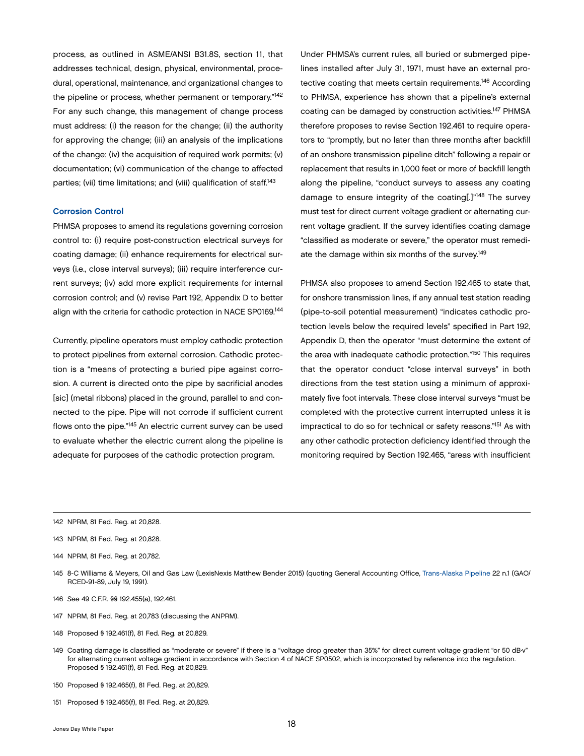process, as outlined in ASME/ANSI B31.8S, section 11, that addresses technical, design, physical, environmental, procedural, operational, maintenance, and organizational changes to the pipeline or process, whether permanent or temporary."[142] For any such change, this management of change process must address: (i) the reason for the change; (ii) the authority for approving the change; (iii) an analysis of the implications of the change; (iv) the acquisition of required work permits; (v) documentation; (vi) communication of the change to affected parties; (vii) time limitations; and (viii) qualification of staff.[143]

### Corrosion Control

PHMSA proposes to amend its regulations governing corrosion control to: (i) require post-construction electrical surveys for coating damage; (ii) enhance requirements for electrical surveys (i.e., close interval surveys); (iii) require interference current surveys; (iv) add more explicit requirements for internal corrosion control; and (v) revise Part 192, Appendix D to better align with the criteria for cathodic protection in NACE SP0169.[144]

Currently, pipeline operators must employ cathodic protection to protect pipelines from external corrosion. Cathodic protection is a "means of protecting a buried pipe against corrosion. A current is directed onto the pipe by sacrificial anodes [sic] (metal ribbons) placed in the ground, parallel to and connected to the pipe. Pipe will not corrode if sufficient current flows onto the pipe."[145] An electric current survey can be used to evaluate whether the electric current along the pipeline is adequate for purposes of the cathodic protection program.

Under PHMSA's current rules, all buried or submerged pipelines installed after July 31, 1971, must have an external protective coating that meets certain requirements.[146] According to PHMSA, experience has shown that a pipeline's external coating can be damaged by construction activities.[147] PHMSA therefore proposes to revise Section 192.461 to require operators to "promptly, but no later than three months after backfill of an onshore transmission pipeline ditch" following a repair or replacement that results in 1,000 feet or more of backfill length along the pipeline, "conduct surveys to assess any coating damage to ensure integrity of the coating[.]"[148] The survey must test for direct current voltage gradient or alternating current voltage gradient. If the survey identifies coating damage "classified as moderate or severe," the operator must remediate the damage within six months of the survey.[149]

PHMSA also proposes to amend Section 192.465 to state that, for onshore transmission lines, if any annual test station reading (pipe-to-soil potential measurement) "indicates cathodic protection levels below the required levels" specified in Part 192, Appendix D, then the operator "must determine the extent of the area with inadequate cathodic protection."[150] This requires that the operator conduct "close interval surveys" in both directions from the test station using a minimum of approximately five foot intervals. These close interval surveys "must be completed with the protective current interrupted unless it is impractical to do so for technical or safety reasons."[151] As with any other cathodic protection deficiency identified through the monitoring required by Section 192.465, "areas with insufficient

---

142 NPRM, 81 Fed. Reg. at 20,828.

143 NPRM, 81 Fed. Reg. at 20,828.

144 NPRM, 81 Fed. Reg. at 20,782.

145 8-C Williams & Meyers, Oil and Gas Law (LexisNexis Matthew Bender 2015) (quoting General Accounting Office, Trans-Alaska Pipeline 22 n.1 (GAO/RCED-91-89, July 19, 1991).

146 *See* 49 C.F.R. §§ 192.455(a), 192.461.

147 NPRM, 81 Fed. Reg. at 20,783 (discussing the ANPRM).

148 Proposed § 192.461(f), 81 Fed. Reg. at 20,829.

149 Coating damage is classified as "moderate or severe" if there is a "voltage drop greater than 35%" for direct current voltage gradient "or 50 dB·v" for alternating current voltage gradient in accordance with Section 4 of NACE SP0502, which is incorporated by reference into the regulation. Proposed § 192.461(f), 81 Fed. Reg. at 20,829.

150 Proposed § 192.465(f), 81 Fed. Reg. at 20,829.

151 Proposed § 192.465(f), 81 Fed. Reg. at 20,829.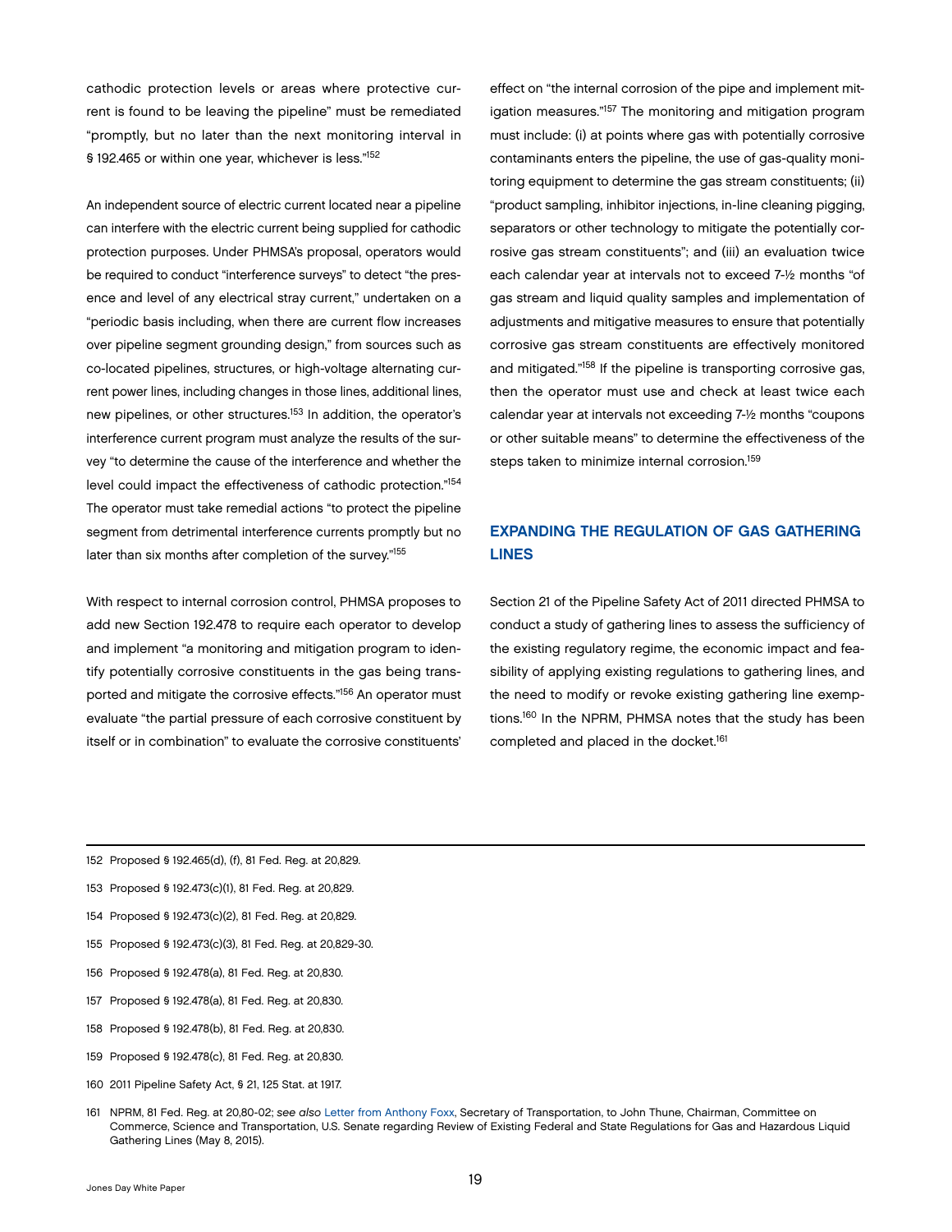cathodic protection levels or areas where protective current is found to be leaving the pipeline" must be remediated "promptly, but no later than the next monitoring interval in § 192.465 or within one year, whichever is less."[152]

An independent source of electric current located near a pipeline can interfere with the electric current being supplied for cathodic protection purposes. Under PHMSA's proposal, operators would be required to conduct "interference surveys" to detect "the presence and level of any electrical stray current," undertaken on a "periodic basis including, when there are current flow increases over pipeline segment grounding design," from sources such as co-located pipelines, structures, or high-voltage alternating current power lines, including changes in those lines, additional lines, new pipelines, or other structures.[153] In addition, the operator's interference current program must analyze the results of the survey "to determine the cause of the interference and whether the level could impact the effectiveness of cathodic protection."[154] The operator must take remedial actions "to protect the pipeline segment from detrimental interference currents promptly but no later than six months after completion of the survey."[155]

With respect to internal corrosion control, PHMSA proposes to add new Section 192.478 to require each operator to develop and implement "a monitoring and mitigation program to identify potentially corrosive constituents in the gas being transported and mitigate the corrosive effects."[156] An operator must evaluate "the partial pressure of each corrosive constituent by itself or in combination" to evaluate the corrosive constituents' effect on "the internal corrosion of the pipe and implement mitigation measures."[157] The monitoring and mitigation program must include: (i) at points where gas with potentially corrosive contaminants enters the pipeline, the use of gas-quality monitoring equipment to determine the gas stream constituents; (ii) "product sampling, inhibitor injections, in-line cleaning pigging, separators or other technology to mitigate the potentially corrosive gas stream constituents"; and (iii) an evaluation twice each calendar year at intervals not to exceed 7-½ months "of gas stream and liquid quality samples and implementation of adjustments and mitigative measures to ensure that potentially corrosive gas stream constituents are effectively monitored and mitigated."[158] If the pipeline is transporting corrosive gas, then the operator must use and check at least twice each calendar year at intervals not exceeding 7-½ months "coupons or other suitable means" to determine the effectiveness of the steps taken to minimize internal corrosion.[159]

## EXPANDING THE REGULATION OF GAS GATHERING LINES

Section 21 of the Pipeline Safety Act of 2011 directed PHMSA to conduct a study of gathering lines to assess the sufficiency of the existing regulatory regime, the economic impact and feasibility of applying existing regulations to gathering lines, and the need to modify or revoke existing gathering line exemptions.[160] In the NPRM, PHMSA notes that the study has been completed and placed in the docket.[161]

---

152 Proposed § 192.465(d), (f), 81 Fed. Reg. at 20,829.

153 Proposed § 192.473(c)(1), 81 Fed. Reg. at 20,829.

154 Proposed § 192.473(c)(2), 81 Fed. Reg. at 20,829.

155 Proposed § 192.473(c)(3), 81 Fed. Reg. at 20,829-30.

156 Proposed § 192.478(a), 81 Fed. Reg. at 20,830.

157 Proposed § 192.478(a), 81 Fed. Reg. at 20,830.

158 Proposed § 192.478(b), 81 Fed. Reg. at 20,830.

159 Proposed § 192.478(c), 81 Fed. Reg. at 20,830.

160 2011 Pipeline Safety Act, § 21, 125 Stat. at 1917.

161 NPRM, 81 Fed. Reg. at 20,80-02; *see also* Letter from Anthony Foxx, Secretary of Transportation, to John Thune, Chairman, Committee on Commerce, Science and Transportation, U.S. Senate regarding Review of Existing Federal and State Regulations for Gas and Hazardous Liquid Gathering Lines (May 8, 2015).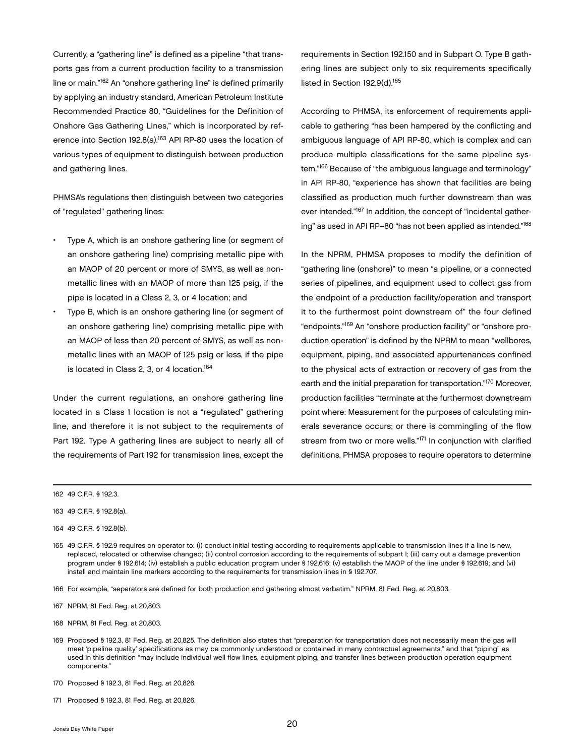Currently, a "gathering line" is defined as a pipeline "that transports gas from a current production facility to a transmission line or main."[162] An "onshore gathering line" is defined primarily by applying an industry standard, American Petroleum Institute Recommended Practice 80, "Guidelines for the Definition of Onshore Gas Gathering Lines," which is incorporated by reference into Section 192.8(a).[163] API RP-80 uses the location of various types of equipment to distinguish between production and gathering lines.

PHMSA's regulations then distinguish between two categories of "regulated" gathering lines:

- Type A, which is an onshore gathering line (or segment of an onshore gathering line) comprising metallic pipe with an MAOP of 20 percent or more of SMYS, as well as non-metallic lines with an MAOP of more than 125 psig, if the pipe is located in a Class 2, 3, or 4 location; and
- Type B, which is an onshore gathering line (or segment of an onshore gathering line) comprising metallic pipe with an MAOP of less than 20 percent of SMYS, as well as non-metallic lines with an MAOP of 125 psig or less, if the pipe is located in Class 2, 3, or 4 location.[164]

Under the current regulations, an onshore gathering line located in a Class 1 location is not a "regulated" gathering line, and therefore it is not subject to the requirements of Part 192. Type A gathering lines are subject to nearly all of the requirements of Part 192 for transmission lines, except the requirements in Section 192.150 and in Subpart O. Type B gathering lines are subject only to six requirements specifically listed in Section 192.9(d).[165]

According to PHMSA, its enforcement of requirements applicable to gathering "has been hampered by the conflicting and ambiguous language of API RP-80, which is complex and can produce multiple classifications for the same pipeline system."[166] Because of "the ambiguous language and terminology" in API RP-80, "experience has shown that facilities are being classified as production much further downstream than was ever intended."[167] In addition, the concept of "incidental gathering" as used in API RP–80 "has not been applied as intended."[168]

In the NPRM, PHMSA proposes to modify the definition of "gathering line (onshore)" to mean "a pipeline, or a connected series of pipelines, and equipment used to collect gas from the endpoint of a production facility/operation and transport it to the furthermost point downstream of" the four defined "endpoints."[169] An "onshore production facility" or "onshore production operation" is defined by the NPRM to mean "wellbores, equipment, piping, and associated appurtenances confined to the physical acts of extraction or recovery of gas from the earth and the initial preparation for transportation."[170] Moreover, production facilities "terminate at the furthermost downstream point where: Measurement for the purposes of calculating minerals severance occurs; or there is commingling of the flow stream from two or more wells."[171] In conjunction with clarified definitions, PHMSA proposes to require operators to determine

---

162 49 C.F.R. § 192.3.

163 49 C.F.R. § 192.8(a).

164 49 C.F.R. § 192.8(b).

165 49 C.F.R. § 192.9 requires on operator to: (i) conduct initial testing according to requirements applicable to transmission lines if a line is new, replaced, relocated or otherwise changed; (ii) control corrosion according to the requirements of subpart I; (iii) carry out a damage prevention program under § 192.614; (iv) establish a public education program under § 192.616; (v) establish the MAOP of the line under § 192.619; and (vi) install and maintain line markers according to the requirements for transmission lines in § 192.707.

166 For example, "separators are defined for both production and gathering almost verbatim." NPRM, 81 Fed. Reg. at 20,803.

167 NPRM, 81 Fed. Reg. at 20,803.

168 NPRM, 81 Fed. Reg. at 20,803.

169 Proposed § 192.3, 81 Fed. Reg. at 20,825. The definition also states that "preparation for transportation does not necessarily mean the gas will meet 'pipeline quality' specifications as may be commonly understood or contained in many contractual agreements," and that "piping" as used in this definition "may include individual well flow lines, equipment piping, and transfer lines between production operation equipment components."

170 Proposed § 192.3, 81 Fed. Reg. at 20,826.

171 Proposed § 192.3, 81 Fed. Reg. at 20,826.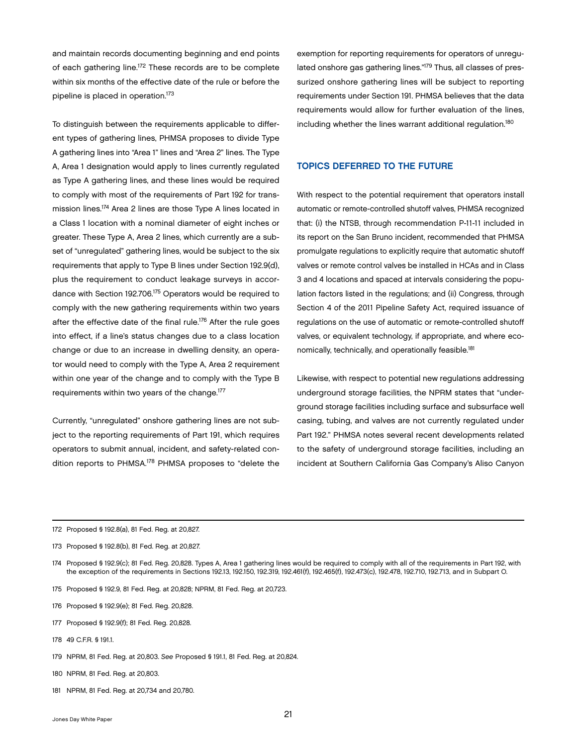and maintain records documenting beginning and end points of each gathering line.[172] These records are to be complete within six months of the effective date of the rule or before the pipeline is placed in operation.[173]

To distinguish between the requirements applicable to different types of gathering lines, PHMSA proposes to divide Type A gathering lines into "Area 1" lines and "Area 2" lines. The Type A, Area 1 designation would apply to lines currently regulated as Type A gathering lines, and these lines would be required to comply with most of the requirements of Part 192 for transmission lines.[174] Area 2 lines are those Type A lines located in a Class 1 location with a nominal diameter of eight inches or greater. These Type A, Area 2 lines, which currently are a subset of "unregulated" gathering lines, would be subject to the six requirements that apply to Type B lines under Section 192.9(d), plus the requirement to conduct leakage surveys in accordance with Section 192.706.[175] Operators would be required to comply with the new gathering requirements within two years after the effective date of the final rule.[176] After the rule goes into effect, if a line's status changes due to a class location change or due to an increase in dwelling density, an operator would need to comply with the Type A, Area 2 requirement within one year of the change and to comply with the Type B requirements within two years of the change.[177]

Currently, "unregulated" onshore gathering lines are not subject to the reporting requirements of Part 191, which requires operators to submit annual, incident, and safety-related condition reports to PHMSA.[178] PHMSA proposes to "delete the exemption for reporting requirements for operators of unregulated onshore gas gathering lines."[179] Thus, all classes of pressurized onshore gathering lines will be subject to reporting requirements under Section 191. PHMSA believes that the data requirements would allow for further evaluation of the lines, including whether the lines warrant additional regulation.[180]

## TOPICS DEFERRED TO THE FUTURE

With respect to the potential requirement that operators install automatic or remote-controlled shutoff valves, PHMSA recognized that: (i) the NTSB, through recommendation P-11-11 included in its report on the San Bruno incident, recommended that PHMSA promulgate regulations to explicitly require that automatic shutoff valves or remote control valves be installed in HCAs and in Class 3 and 4 locations and spaced at intervals considering the population factors listed in the regulations; and (ii) Congress, through Section 4 of the 2011 Pipeline Safety Act, required issuance of regulations on the use of automatic or remote-controlled shutoff valves, or equivalent technology, if appropriate, and where economically, technically, and operationally feasible.[181]

Likewise, with respect to potential new regulations addressing underground storage facilities, the NPRM states that "underground storage facilities including surface and subsurface well casing, tubing, and valves are not currently regulated under Part 192." PHMSA notes several recent developments related to the safety of underground storage facilities, including an incident at Southern California Gas Company's Aliso Canyon

---

172 Proposed § 192.8(a), 81 Fed. Reg. at 20,827.

173 Proposed § 192.8(b), 81 Fed. Reg. at 20,827.

174 Proposed § 192.9(c); 81 Fed. Reg. 20,828. Types A, Area 1 gathering lines would be required to comply with all of the requirements in Part 192, with the exception of the requirements in Sections 192.13, 192.150, 192.319, 192.461(f), 192.465(f), 192.473(c), 192.478, 192.710, 192.713, and in Subpart O.

175 Proposed § 192.9, 81 Fed. Reg. at 20,828; NPRM, 81 Fed. Reg. at 20,723.

176 Proposed § 192.9(e); 81 Fed. Reg. 20,828.

177 Proposed § 192.9(f); 81 Fed. Reg. 20,828.

178 49 C.F.R. § 191.1.

179 NPRM, 81 Fed. Reg. at 20,803. *See* Proposed § 191.1, 81 Fed. Reg. at 20,824.

180 NPRM, 81 Fed. Reg. at 20,803.

181 NPRM, 81 Fed. Reg. at 20,734 and 20,780.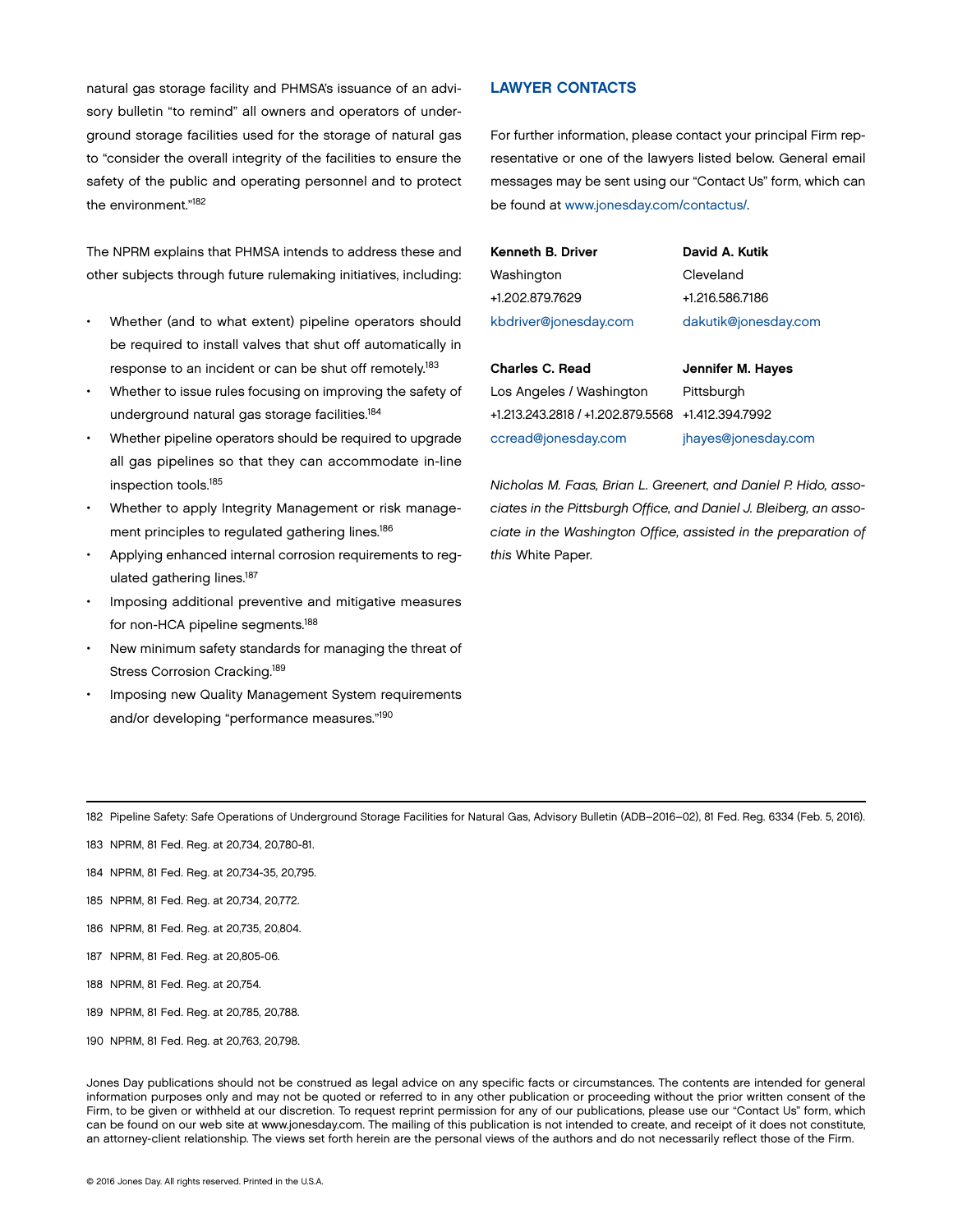natural gas storage facility and PHMSA's issuance of an advisory bulletin "to remind" all owners and operators of underground storage facilities used for the storage of natural gas to "consider the overall integrity of the facilities to ensure the safety of the public and operating personnel and to protect the environment."[182]

The NPRM explains that PHMSA intends to address these and other subjects through future rulemaking initiatives, including:

- Whether (and to what extent) pipeline operators should be required to install valves that shut off automatically in response to an incident or can be shut off remotely.[183]
- Whether to issue rules focusing on improving the safety of underground natural gas storage facilities.[184]
- Whether pipeline operators should be required to upgrade all gas pipelines so that they can accommodate in-line inspection tools.[185]
- Whether to apply Integrity Management or risk management principles to regulated gathering lines.[186]
- Applying enhanced internal corrosion requirements to regulated gathering lines.[187]
- Imposing additional preventive and mitigative measures for non-HCA pipeline segments.[188]
- New minimum safety standards for managing the threat of Stress Corrosion Cracking.[189]
- Imposing new Quality Management System requirements and/or developing "performance measures."[190]

## LAWYER CONTACTS

For further information, please contact your principal Firm representative or one of the lawyers listed below. General email messages may be sent using our "Contact Us" form, which can be found at www.jonesday.com/contactus/.

**Kenneth B. Driver**
Washington
+1.202.879.7629
kbdriver@jonesday.com

**David A. Kutik**
Cleveland
+1.216.586.7186
dakutik@jonesday.com

**Charles C. Read**
Los Angeles / Washington
+1.213.243.2818 / +1.202.879.5568
ccread@jonesday.com

**Jennifer M. Hayes**
Pittsburgh
+1.412.394.7992
jhayes@jonesday.com

*Nicholas M. Faas, Brian L. Greenert, and Daniel P. Hido, associates in the Pittsburgh Office, and Daniel J. Bleiberg, an associate in the Washington Office, assisted in the preparation of this* White Paper.

---

182 Pipeline Safety: Safe Operations of Underground Storage Facilities for Natural Gas, Advisory Bulletin (ADB–2016–02), 81 Fed. Reg. 6334 (Feb. 5, 2016).

183 NPRM, 81 Fed. Reg. at 20,734, 20,780-81.

184 NPRM, 81 Fed. Reg. at 20,734-35, 20,795.

185 NPRM, 81 Fed. Reg. at 20,734, 20,772.

186 NPRM, 81 Fed. Reg. at 20,735, 20,804.

187 NPRM, 81 Fed. Reg. at 20,805-06.

188 NPRM, 81 Fed. Reg. at 20,754.

189 NPRM, 81 Fed. Reg. at 20,785, 20,788.

190 NPRM, 81 Fed. Reg. at 20,763, 20,798.

Jones Day publications should not be construed as legal advice on any specific facts or circumstances. The contents are intended for general information purposes only and may not be quoted or referred to in any other publication or proceeding without the prior written consent of the Firm, to be given or withheld at our discretion. To request reprint permission for any of our publications, please use our "Contact Us" form, which can be found on our web site at www.jonesday.com. The mailing of this publication is not intended to create, and receipt of it does not constitute, an attorney-client relationship. The views set forth herein are the personal views of the authors and do not necessarily reflect those of the Firm.

© 2016 Jones Day. All rights reserved. Printed in the U.S.A.